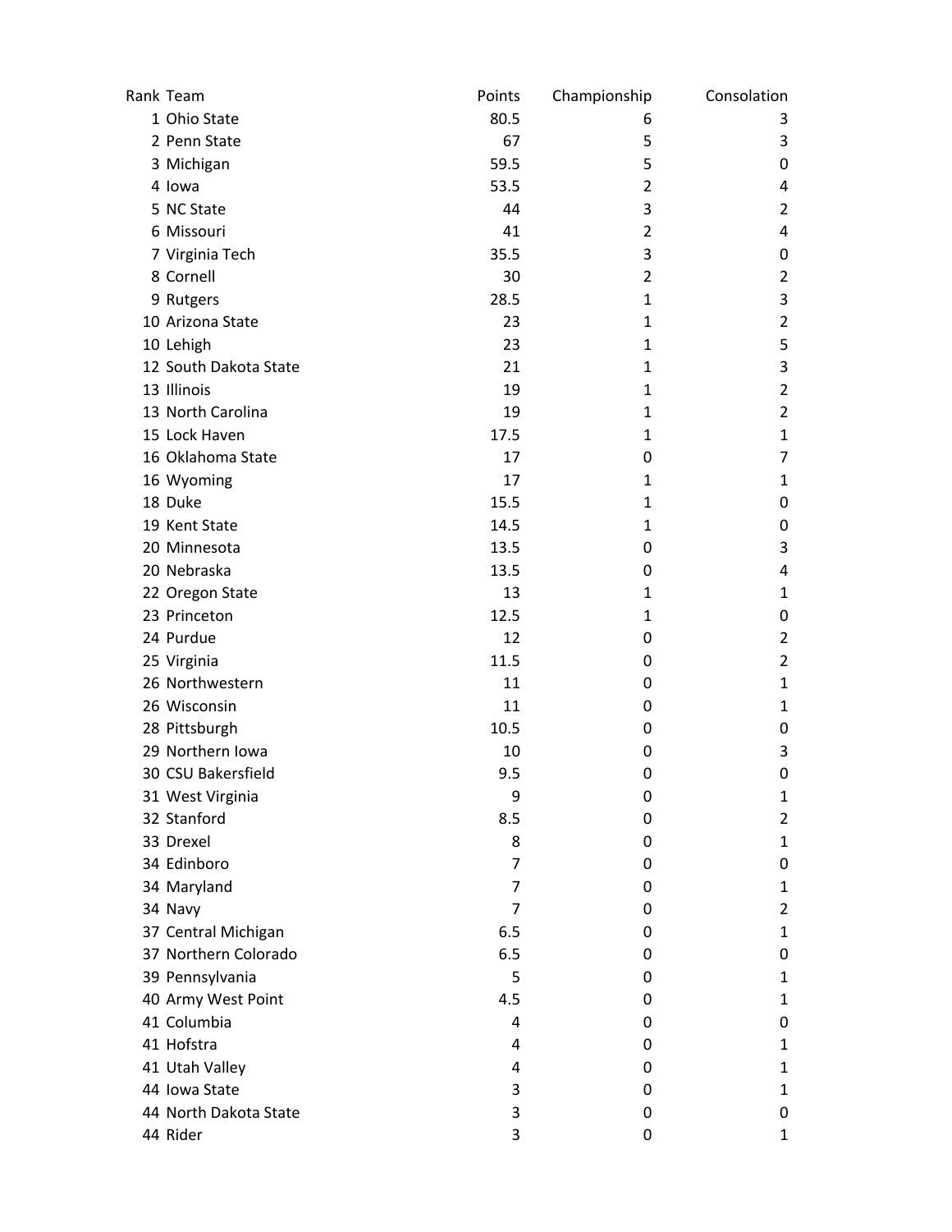| Rank | Team | Points | Championship | Consolation |
|---|---|---|---|---|
| 1 | Ohio State | 80.5 | 6 | 3 |
| 2 | Penn State | 67 | 5 | 3 |
| 3 | Michigan | 59.5 | 5 | 0 |
| 4 | Iowa | 53.5 | 2 | 4 |
| 5 | NC State | 44 | 3 | 2 |
| 6 | Missouri | 41 | 2 | 4 |
| 7 | Virginia Tech | 35.5 | 3 | 0 |
| 8 | Cornell | 30 | 2 | 2 |
| 9 | Rutgers | 28.5 | 1 | 3 |
| 10 | Arizona State | 23 | 1 | 2 |
| 10 | Lehigh | 23 | 1 | 5 |
| 12 | South Dakota State | 21 | 1 | 3 |
| 13 | Illinois | 19 | 1 | 2 |
| 13 | North Carolina | 19 | 1 | 2 |
| 15 | Lock Haven | 17.5 | 1 | 1 |
| 16 | Oklahoma State | 17 | 0 | 7 |
| 16 | Wyoming | 17 | 1 | 1 |
| 18 | Duke | 15.5 | 1 | 0 |
| 19 | Kent State | 14.5 | 1 | 0 |
| 20 | Minnesota | 13.5 | 0 | 3 |
| 20 | Nebraska | 13.5 | 0 | 4 |
| 22 | Oregon State | 13 | 1 | 1 |
| 23 | Princeton | 12.5 | 1 | 0 |
| 24 | Purdue | 12 | 0 | 2 |
| 25 | Virginia | 11.5 | 0 | 2 |
| 26 | Northwestern | 11 | 0 | 1 |
| 26 | Wisconsin | 11 | 0 | 1 |
| 28 | Pittsburgh | 10.5 | 0 | 0 |
| 29 | Northern Iowa | 10 | 0 | 3 |
| 30 | CSU Bakersfield | 9.5 | 0 | 0 |
| 31 | West Virginia | 9 | 0 | 1 |
| 32 | Stanford | 8.5 | 0 | 2 |
| 33 | Drexel | 8 | 0 | 1 |
| 34 | Edinboro | 7 | 0 | 0 |
| 34 | Maryland | 7 | 0 | 1 |
| 34 | Navy | 7 | 0 | 2 |
| 37 | Central Michigan | 6.5 | 0 | 1 |
| 37 | Northern Colorado | 6.5 | 0 | 0 |
| 39 | Pennsylvania | 5 | 0 | 1 |
| 40 | Army West Point | 4.5 | 0 | 1 |
| 41 | Columbia | 4 | 0 | 0 |
| 41 | Hofstra | 4 | 0 | 1 |
| 41 | Utah Valley | 4 | 0 | 1 |
| 44 | Iowa State | 3 | 0 | 1 |
| 44 | North Dakota State | 3 | 0 | 0 |
| 44 | Rider | 3 | 0 | 1 |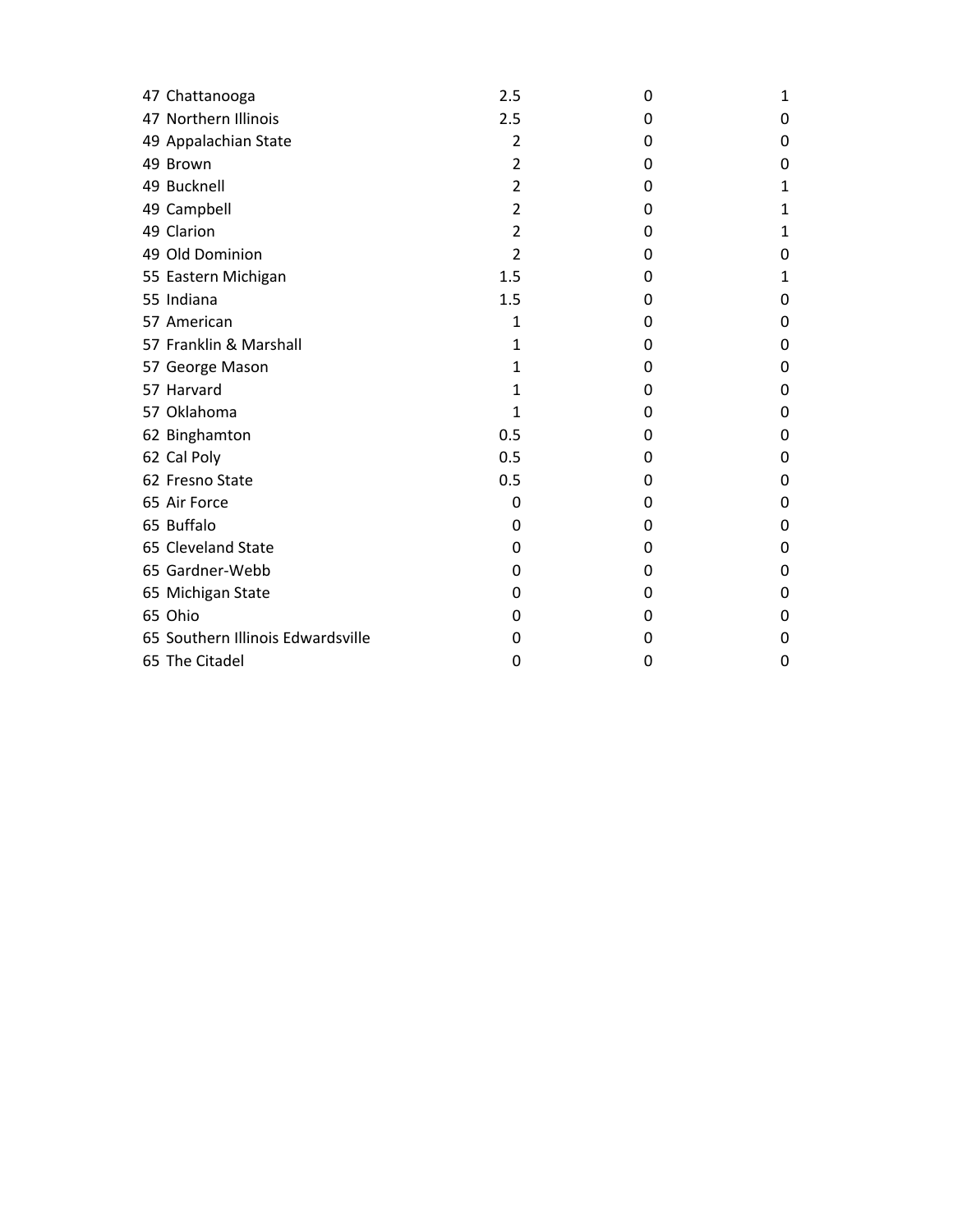| Rank | Team | | | |
|---|---|---|---|---|
| 47 | Chattanooga | 2.5 | 0 | 1 |
| 47 | Northern Illinois | 2.5 | 0 | 0 |
| 49 | Appalachian State | 2 | 0 | 0 |
| 49 | Brown | 2 | 0 | 0 |
| 49 | Bucknell | 2 | 0 | 1 |
| 49 | Campbell | 2 | 0 | 1 |
| 49 | Clarion | 2 | 0 | 1 |
| 49 | Old Dominion | 2 | 0 | 0 |
| 55 | Eastern Michigan | 1.5 | 0 | 1 |
| 55 | Indiana | 1.5 | 0 | 0 |
| 57 | American | 1 | 0 | 0 |
| 57 | Franklin & Marshall | 1 | 0 | 0 |
| 57 | George Mason | 1 | 0 | 0 |
| 57 | Harvard | 1 | 0 | 0 |
| 57 | Oklahoma | 1 | 0 | 0 |
| 62 | Binghamton | 0.5 | 0 | 0 |
| 62 | Cal Poly | 0.5 | 0 | 0 |
| 62 | Fresno State | 0.5 | 0 | 0 |
| 65 | Air Force | 0 | 0 | 0 |
| 65 | Buffalo | 0 | 0 | 0 |
| 65 | Cleveland State | 0 | 0 | 0 |
| 65 | Gardner-Webb | 0 | 0 | 0 |
| 65 | Michigan State | 0 | 0 | 0 |
| 65 | Ohio | 0 | 0 | 0 |
| 65 | Southern Illinois Edwardsville | 0 | 0 | 0 |
| 65 | The Citadel | 0 | 0 | 0 |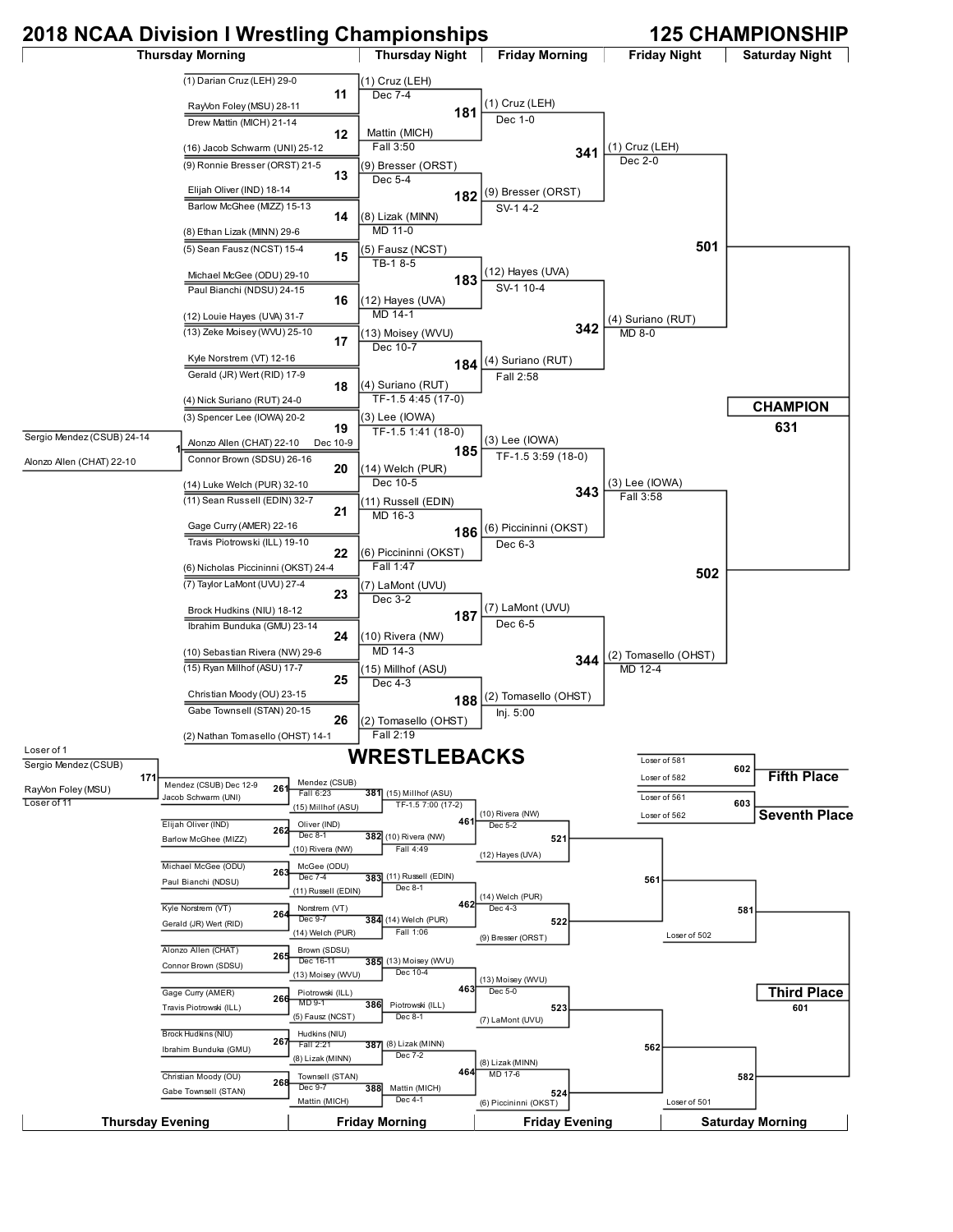# 2018 NCAA Division I Wrestling Championships

## 125 CHAMPIONSHIP

### Championship Bracket

**Thursday Morning – First Round**

| Bout | Wrestler 1 | Wrestler 2 | Winner | Result |
|---|---|---|---|---|
| 1 | Sergio Mendez (CSUB) 24-14 | Alonzo Allen (CHAT) 22-10 | Alonzo Allen (CHAT) 22-10 | Dec 10-9 |
| 11 | (1) Darian Cruz (LEH) 29-0 | RayVon Foley (MSU) 28-11 | (1) Cruz (LEH) | Dec 7-4 |
| 12 | Drew Mattin (MICH) 21-14 | (16) Jacob Schwarm (UNI) 25-12 | Mattin (MICH) | Fall 3:50 |
| 13 | (9) Ronnie Bresser (ORST) 21-5 | Elijah Oliver (IND) 18-14 | (9) Bresser (ORST) | Dec 5-4 |
| 14 | Barlow McGhee (MIZZ) 15-13 | (8) Ethan Lizak (MINN) 29-6 | (8) Lizak (MINN) | MD 11-0 |
| 15 | (5) Sean Fausz (NCST) 15-4 | Michael McGee (ODU) 29-10 | (5) Fausz (NCST) | TB-1 8-5 |
| 16 | Paul Bianchi (NDSU) 24-15 | (12) Louie Hayes (UVA) 31-7 | (12) Hayes (UVA) | MD 14-1 |
| 17 | (13) Zeke Moisey (WVU) 25-10 | Kyle Norstrem (VT) 12-16 | (13) Moisey (WVU) | Dec 10-7 |
| 18 | Gerald (JR) Wert (RID) 17-9 | (4) Nick Suriano (RUT) 24-0 | (4) Suriano (RUT) | TF-1.5 4:45 (17-0) |
| 19 | (3) Spencer Lee (IOWA) 20-2 | Alonzo Allen (CHAT) 22-10 | (3) Lee (IOWA) | TF-1.5 1:41 (18-0) |
| 20 | Connor Brown (SDSU) 26-16 | (14) Luke Welch (PUR) 32-10 | (14) Welch (PUR) | Dec 10-5 |
| 21 | (11) Sean Russell (EDIN) 32-7 | Gage Curry (AMER) 22-16 | (11) Russell (EDIN) | MD 16-3 |
| 22 | Travis Piotrowski (ILL) 19-10 | (6) Nicholas Piccininni (OKST) 24-4 | (6) Piccininni (OKST) | Fall 1:47 |
| 23 | (7) Taylor LaMont (UVU) 27-4 | Brock Hudkins (NIU) 18-12 | (7) LaMont (UVU) | Dec 3-2 |
| 24 | Ibrahim Bunduka (GMU) 23-14 | (10) Sebastian Rivera (NW) 29-6 | (10) Rivera (NW) | MD 14-3 |
| 25 | (15) Ryan Millhof (ASU) 17-7 | Christian Moody (OU) 23-15 | (15) Millhof (ASU) | Dec 4-3 |
| 26 | Gabe Townsell (STAN) 20-15 | (2) Nathan Tomasello (OHST) 14-1 | (2) Tomasello (OHST) | Fall 2:19 |

**Thursday Night – Second Round**

| Bout | Winner | Result |
|---|---|---|
| 181 | (1) Cruz (LEH) | Dec 1-0 |
| 182 | (9) Bresser (ORST) | SV-1 4-2 |
| 183 | (12) Hayes (UVA) | SV-1 10-4 |
| 184 | (4) Suriano (RUT) | Fall 2:58 |
| 185 | (3) Lee (IOWA) | TF-1.5 3:59 (18-0) |
| 186 | (6) Piccininni (OKST) | Dec 6-3 |
| 187 | (7) LaMont (UVU) | Dec 6-5 |
| 188 | (2) Tomasello (OHST) | Inj. 5:00 |

**Friday Morning – Quarterfinals**

| Bout | Winner | Result |
|---|---|---|
| 341 | (1) Cruz (LEH) | Dec 2-0 |
| 342 | (4) Suriano (RUT) | MD 8-0 |
| 343 | (3) Lee (IOWA) | Fall 3:58 |
| 344 | (2) Tomasello (OHST) | MD 12-4 |

**Friday Night – Semifinals**

- 501: (1) Cruz (LEH) vs. (4) Suriano (RUT)
- 502: (3) Lee (IOWA) vs. (2) Tomasello (OHST)

**Saturday Night – Final**

- CHAMPION 631

### WRESTLEBACKS

**Thursday Evening**

| Bout | Wrestler 1 | Wrestler 2 | Winner / Result |
|---|---|---|---|
| 171 | Loser of 1: Sergio Mendez (CSUB) | RayVon Foley (MSU) (Loser of 11) | Mendez (CSUB) Dec 12-9 |
| 261 | Mendez (CSUB) | Jacob Schwarm (UNI) | Mendez (CSUB) Fall 6:23 |
| 262 | Elijah Oliver (IND) | Barlow McGhee (MIZZ) | Oliver (IND) Dec 8-1 |
| 263 | Michael McGee (ODU) | Paul Bianchi (NDSU) | McGee (ODU) Dec 7-4 |
| 264 | Kyle Norstrem (VT) | Gerald (JR) Wert (RID) | Norstrem (VT) Dec 9-7 |
| 265 | Alonzo Allen (CHAT) | Connor Brown (SDSU) | Brown (SDSU) Dec 16-11 |
| 266 | Gage Curry (AMER) | Travis Piotrowski (ILL) | Piotrowski (ILL) MD 9-1 |
| 267 | Brock Hudkins (NIU) | Ibrahim Bunduka (GMU) | Hudkins (NIU) Fall 2:21 |
| 268 | Christian Moody (OU) | Gabe Townsell (STAN) | Townsell (STAN) Dec 9-7 |

**Friday Morning**

| Bout | Wrestler 1 | Wrestler 2 | Winner / Result |
|---|---|---|---|
| 381 | Mendez (CSUB) | (15) Millhof (ASU) | (15) Millhof (ASU) TF-1.5 7:00 (17-2) |
| 382 | Oliver (IND) | (10) Rivera (NW) | (10) Rivera (NW) Fall 4:49 |
| 383 | McGee (ODU) | (11) Russell (EDIN) | (11) Russell (EDIN) Dec 8-1 |
| 384 | Norstrem (VT) | (14) Welch (PUR) | (14) Welch (PUR) Fall 1:06 |
| 385 | Brown (SDSU) | (13) Moisey (WVU) | (13) Moisey (WVU) Dec 10-4 |
| 386 | Piotrowski (ILL) | (5) Fausz (NCST) | Piotrowski (ILL) Dec 8-1 |
| 387 | Hudkins (NIU) | (8) Lizak (MINN) | (8) Lizak (MINN) Dec 7-2 |
| 388 | Townsell (STAN) | Mattin (MICH) | Mattin (MICH) Dec 4-1 |

| Bout | Winner / Result |
|---|---|
| 461 | (10) Rivera (NW) Dec 5-2 |
| 462 | (14) Welch (PUR) Dec 4-3 |
| 463 | (13) Moisey (WVU) Dec 5-0 |
| 464 | (8) Lizak (MINN) MD 17-6 |

**Friday Evening**

| Bout | Wrestler 1 | Wrestler 2 |
|---|---|---|
| 521 | (10) Rivera (NW) | (12) Hayes (UVA) |
| 522 | (14) Welch (PUR) | (9) Bresser (ORST) |
| 523 | (13) Moisey (WVU) | (7) LaMont (UVU) |
| 524 | (8) Lizak (MINN) | (6) Piccininni (OKST) |

**Saturday Morning**

- 561: Winner 521 vs. Winner 522
- 562: Winner 523 vs. Winner 524
- 581: Winner 561 vs. Loser of 502
- 582: Winner 562 vs. Loser of 501

**Placement Matches**

- **Third Place** 601: Winner 581 vs. Winner 582
- **Fifth Place** 602: Loser of 581 vs. Loser of 582
- **Seventh Place** 603: Loser of 561 vs. Loser of 562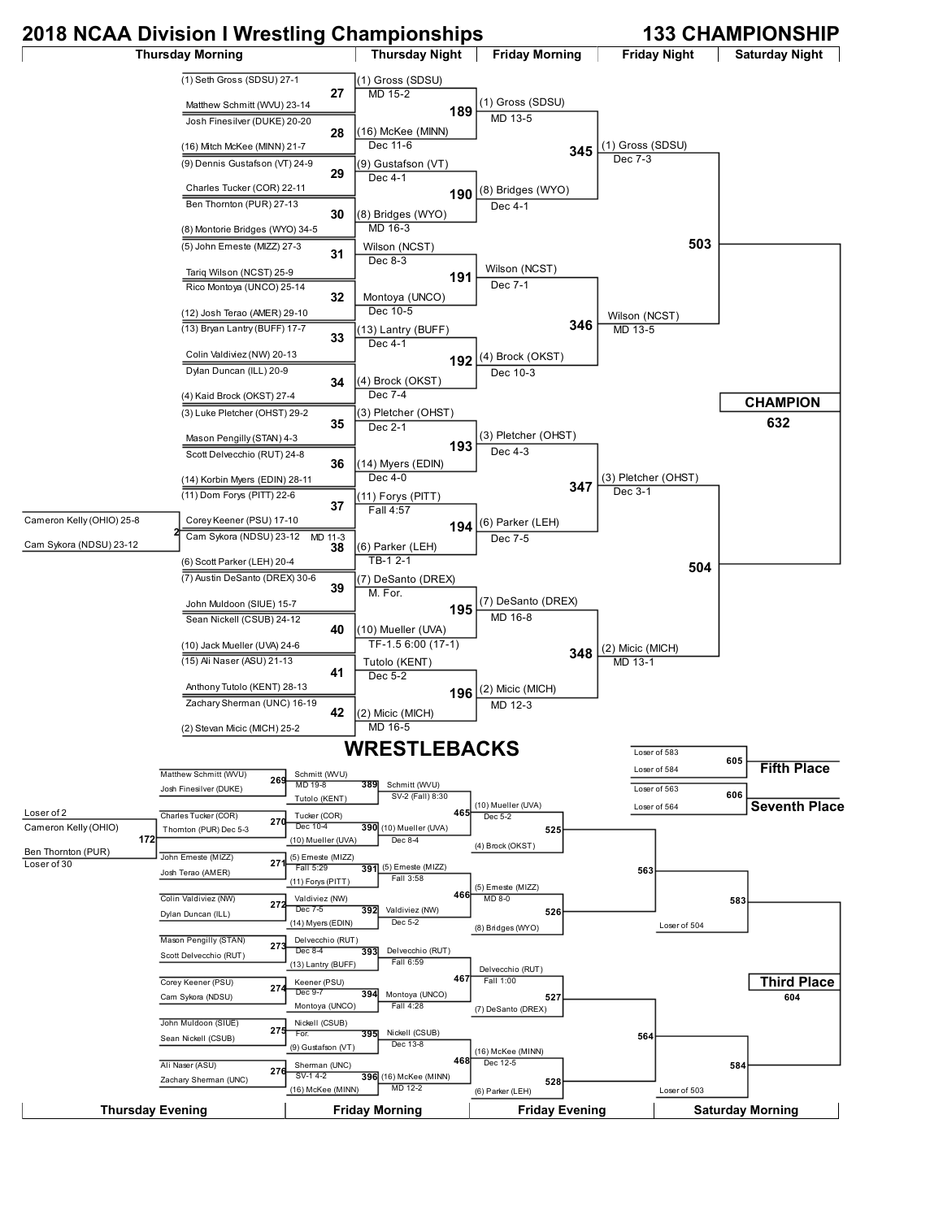# 2018 NCAA Division I Wrestling Championships

## 133 CHAMPIONSHIP

### Championship Bracket

**Thursday Morning (First Round)**

| Bout | Wrestler A | Wrestler B | Winner | Result |
|---|---|---|---|---|
| 2 | Cameron Kelly (OHIO) 25-8 | Cam Sykora (NDSU) 23-12 | Cam Sykora (NDSU) 23-12 | MD 11-3 |
| 27 | (1) Seth Gross (SDSU) 27-1 | Matthew Schmitt (WVU) 23-14 | (1) Gross (SDSU) | MD 15-2 |
| 28 | Josh Finesilver (DUKE) 20-20 | (16) Mitch McKee (MINN) 21-7 | (16) McKee (MINN) | Dec 11-6 |
| 29 | (9) Dennis Gustafson (VT) 24-9 | Charles Tucker (COR) 22-11 | (9) Gustafson (VT) | Dec 4-1 |
| 30 | Ben Thornton (PUR) 27-13 | (8) Montorie Bridges (WYO) 34-5 | (8) Bridges (WYO) | MD 16-3 |
| 31 | (5) John Erneste (MIZZ) 27-3 | Tariq Wilson (NCST) 25-9 | Wilson (NCST) | Dec 8-3 |
| 32 | Rico Montoya (UNCO) 25-14 | (12) Josh Terao (AMER) 29-10 | Montoya (UNCO) | Dec 10-5 |
| 33 | (13) Bryan Lantry (BUFF) 17-7 | Colin Valdiviez (NW) 20-13 | (13) Lantry (BUFF) | Dec 4-1 |
| 34 | Dylan Duncan (ILL) 20-9 | (4) Kaid Brock (OKST) 27-4 | (4) Brock (OKST) | Dec 7-4 |
| 35 | (3) Luke Pletcher (OHST) 29-2 | Mason Pengilly (STAN) 4-3 | (3) Pletcher (OHST) | Dec 2-1 |
| 36 | Scott Delvecchio (RUT) 24-8 | (14) Korbin Myers (EDIN) 28-11 | (14) Myers (EDIN) | Dec 4-0 |
| 37 | (11) Dom Forys (PITT) 22-6 | Corey Keener (PSU) 17-10 | (11) Forys (PITT) | Fall 4:57 |
| 38 | Cam Sykora (NDSU) 23-12 | (6) Scott Parker (LEH) 20-4 | (6) Parker (LEH) | TB-1 2-1 |
| 39 | (7) Austin DeSanto (DREX) 30-6 | John Muldoon (SIUE) 15-7 | (7) DeSanto (DREX) | M. For. |
| 40 | Sean Nickell (CSUB) 24-12 | (10) Jack Mueller (UVA) 24-6 | (10) Mueller (UVA) | TF-1.5 6:00 (17-1) |
| 41 | (15) Ali Naser (ASU) 21-13 | Anthony Tutolo (KENT) 28-13 | Tutolo (KENT) | Dec 5-2 |
| 42 | Zachary Sherman (UNC) 16-19 | (2) Stevan Micic (MICH) 25-2 | (2) Micic (MICH) | MD 16-5 |

**Thursday Night (Second Round)**

| Bout | Winner | Result |
|---|---|---|
| 189 | (1) Gross (SDSU) | MD 13-5 |
| 190 | (8) Bridges (WYO) | Dec 4-1 |
| 191 | Wilson (NCST) | Dec 7-1 |
| 192 | (4) Brock (OKST) | Dec 10-3 |
| 193 | (3) Pletcher (OHST) | Dec 4-3 |
| 194 | (6) Parker (LEH) | Dec 7-5 |
| 195 | (7) DeSanto (DREX) | MD 16-8 |
| 196 | (2) Micic (MICH) | MD 12-3 |

**Friday Morning (Quarterfinals)**

| Bout | Winner | Result |
|---|---|---|
| 345 | (1) Gross (SDSU) | Dec 7-3 |
| 346 | Wilson (NCST) | MD 13-5 |
| 347 | (3) Pletcher (OHST) | Dec 3-1 |
| 348 | (2) Micic (MICH) | MD 13-1 |

**Friday Night (Semifinals)**

| Bout |
|---|
| 503 |
| 504 |

**Saturday Night**

CHAMPION 632

## WRESTLEBACKS

**Thursday Evening**

| Bout | Wrestler A | Wrestler B | Winner | Result |
|---|---|---|---|---|
| 172 | Loser of 2: Cameron Kelly (OHIO) | Loser of 30: Ben Thornton (PUR) | Thornton (PUR) | Dec 5-3 |
| 269 | Matthew Schmitt (WVU) | Josh Finesilver (DUKE) | Schmitt (WVU) | MD 19-8 |
| 270 | Charles Tucker (COR) | Thornton (PUR) | Tucker (COR) | Dec 10-4 |
| 271 | John Erneste (MIZZ) | Josh Terao (AMER) | (5) Erneste (MIZZ) | Fall 5:29 |
| 272 | Colin Valdiviez (NW) | Dylan Duncan (ILL) | Valdiviez (NW) | Dec 7-5 |
| 273 | Mason Pengilly (STAN) | Scott Delvecchio (RUT) | Delvecchio (RUT) | Dec 8-4 |
| 274 | Corey Keener (PSU) | Cam Sykora (NDSU) | Keener (PSU) | Dec 9-7 |
| 275 | John Muldoon (SIUE) | Sean Nickell (CSUB) | Nickell (CSUB) | For. |
| 276 | Ali Naser (ASU) | Zachary Sherman (UNC) | Sherman (UNC) | SV-1 4-2 |

**Friday Morning**

| Bout | Wrestler A | Wrestler B | Winner | Result |
|---|---|---|---|---|
| 389 | Schmitt (WVU) | Tutolo (KENT) | Schmitt (WVU) | SV-2 (Fall) 8:30 |
| 390 | Tucker (COR) | (10) Mueller (UVA) | (10) Mueller (UVA) | Dec 8-4 |
| 391 | (5) Erneste (MIZZ) | (11) Forys (PITT) | (5) Erneste (MIZZ) | Fall 3:58 |
| 392 | Valdiviez (NW) | (14) Myers (EDIN) | Valdiviez (NW) | Dec 5-2 |
| 393 | Delvecchio (RUT) | (13) Lantry (BUFF) | Delvecchio (RUT) | Fall 6:59 |
| 394 | Keener (PSU) | Montoya (UNCO) | Montoya (UNCO) | Fall 4:28 |
| 395 | Nickell (CSUB) | (9) Gustafson (VT) | Nickell (CSUB) | Dec 13-8 |
| 396 | Sherman (UNC) | (16) McKee (MINN) | (16) McKee (MINN) | MD 12-2 |

**Friday Evening**

| Bout | Wrestler A | Wrestler B | Winner | Result |
|---|---|---|---|---|
| 465 | Schmitt (WVU) | (10) Mueller (UVA) | (10) Mueller (UVA) | Dec 5-2 |
| 466 | (5) Erneste (MIZZ) | Valdiviez (NW) | (5) Erneste (MIZZ) | MD 8-0 |
| 467 | Delvecchio (RUT) | Montoya (UNCO) | Delvecchio (RUT) | Fall 1:00 |
| 468 | Nickell (CSUB) | (16) McKee (MINN) | (16) McKee (MINN) | Dec 12-5 |
| 525 | (10) Mueller (UVA) | (4) Brock (OKST) | | |
| 526 | (5) Erneste (MIZZ) | (8) Bridges (WYO) | | |
| 527 | Delvecchio (RUT) | (7) DeSanto (DREX) | | |
| 528 | (16) McKee (MINN) | (6) Parker (LEH) | | |

**Saturday Morning**

| Bout | Participants |
|---|---|
| 563 | Winner 525 vs. Winner 526 |
| 564 | Winner 527 vs. Winner 528 |
| 583 | Winner 563 vs. Loser of 504 |
| 584 | Winner 564 vs. Loser of 503 |

**Third Place** 604

**Fifth Place** 605: Loser of 583 vs. Loser of 584

**Seventh Place** 606: Loser of 563 vs. Loser of 564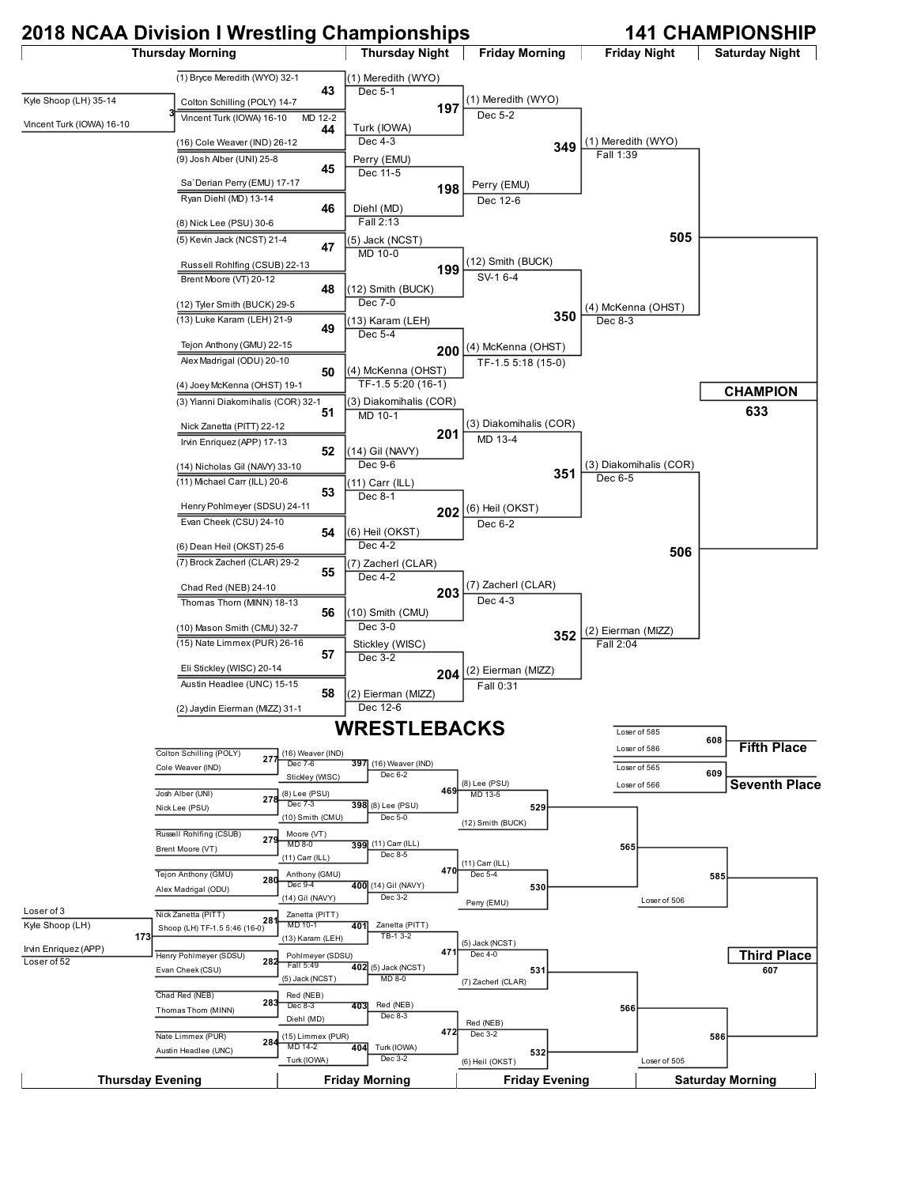# 2018 NCAA Division I Wrestling Championships

## 141 CHAMPIONSHIP

### Thursday Morning (Pigtail and First Round)

| Bout | Wrestler 1 | Wrestler 2 | Winner / Result |
|---|---|---|---|
| 3 | Kyle Shoop (LH) 35-14 | Vincent Turk (IOWA) 16-10 | Vincent Turk (IOWA) 16-10 |
| 43 | (1) Bryce Meredith (WYO) 32-1 | Colton Schilling (POLY) 14-7 | (1) Meredith (WYO) Dec 5-1 |
| 44 | Vincent Turk (IOWA) 16-10 | (16) Cole Weaver (IND) 26-12 | Turk (IOWA) Dec 4-3 |
| 45 | (9) Josh Alber (UNI) 25-8 | Sa`Derian Perry (EMU) 17-17 | Perry (EMU) Dec 11-5 |
| 46 | Ryan Diehl (MD) 13-14 | (8) Nick Lee (PSU) 30-6 | Diehl (MD) Fall 2:13 |
| 47 | (5) Kevin Jack (NCST) 21-4 | Russell Rohlfing (CSUB) 22-13 | (5) Jack (NCST) MD 10-0 |
| 48 | Brent Moore (VT) 20-12 | (12) Tyler Smith (BUCK) 29-5 | (12) Smith (BUCK) Dec 7-0 |
| 49 | (13) Luke Karam (LEH) 21-9 | Tejon Anthony (GMU) 22-15 | (13) Karam (LEH) Dec 5-4 |
| 50 | Alex Madrigal (ODU) 20-10 | (4) Joey McKenna (OHST) 19-1 | (4) McKenna (OHST) TF-1.5 5:20 (16-1) |
| 51 | (3) Yianni Diakomihalis (COR) 32-1 | Nick Zanetta (PITT) 22-12 | (3) Diakomihalis (COR) MD 10-1 |
| 52 | Irvin Enriquez (APP) 17-13 | (14) Nicholas Gil (NAVY) 33-10 | (14) Gil (NAVY) Dec 9-6 |
| 53 | (11) Michael Carr (ILL) 20-6 | Henry Pohlmeyer (SDSU) 24-11 | (11) Carr (ILL) Dec 8-1 |
| 54 | Evan Cheek (CSU) 24-10 | (6) Dean Heil (OKST) 25-6 | (6) Heil (OKST) Dec 4-2 |
| 55 | (7) Brock Zacherl (CLAR) 29-2 | Chad Red (NEB) 24-10 | (7) Zacherl (CLAR) Dec 4-2 |
| 56 | Thomas Thorn (MINN) 18-13 | (10) Mason Smith (CMU) 32-7 | (10) Smith (CMU) Dec 3-0 |
| 57 | (15) Nate Limmex (PUR) 26-16 | Eli Stickley (WISC) 20-14 | Stickley (WISC) Dec 3-2 |
| 58 | Austin Headlee (UNC) 15-15 | (2) Jaydin Eierman (MIZZ) 31-1 | (2) Eierman (MIZZ) Dec 12-6 |

### Thursday Night (Second Round)

| Bout | Winner | Result |
|---|---|---|
| 197 | (1) Meredith (WYO) | Dec 5-2 |
| 198 | Perry (EMU) | Dec 12-6 |
| 199 | (12) Smith (BUCK) | SV-1 6-4 |
| 200 | (4) McKenna (OHST) | TF-1.5 5:18 (15-0) |
| 201 | (3) Diakomihalis (COR) | MD 13-4 |
| 202 | (6) Heil (OKST) | Dec 6-2 |
| 203 | (7) Zacherl (CLAR) | Dec 4-3 |
| 204 | (2) Eierman (MIZZ) | Fall 0:31 |

### Friday Morning (Quarterfinals)

| Bout | Winner | Result |
|---|---|---|
| 349 | (1) Meredith (WYO) | Fall 1:39 |
| 350 | (4) McKenna (OHST) | Dec 8-3 |
| 351 | (3) Diakomihalis (COR) | Dec 6-5 |
| 352 | (2) Eierman (MIZZ) | Fall 2:04 |

### Friday Night (Semifinals)

- 505
- 506

### Saturday Night

**CHAMPION** 633

## WRESTLEBACKS

### Thursday Evening

| Bout | Wrestler 1 | Wrestler 2 | Winner / Result |
|---|---|---|---|
| 173 | Loser of 3: Kyle Shoop (LH) | Irvin Enriquez (APP) Loser of 52 | |
| 277 | Colton Schilling (POLY) | Cole Weaver (IND) | (16) Weaver (IND) Dec 7-6 |
| 278 | Josh Alber (UNI) | Nick Lee (PSU) | (8) Lee (PSU) Dec 7-3 |
| 279 | Russell Rohlfing (CSUB) | Brent Moore (VT) | Moore (VT) MD 8-0 |
| 280 | Tejon Anthony (GMU) | Alex Madrigal (ODU) | Anthony (GMU) Dec 9-4 |
| 281 | Nick Zanetta (PITT) | Shoop (LH) TF-1.5 5:46 (16-0) | Zanetta (PITT) MD 10-1 |
| 282 | Henry Pohlmeyer (SDSU) | Evan Cheek (CSU) | Pohlmeyer (SDSU) Fall 5:49 |
| 283 | Chad Red (NEB) | Thomas Thorn (MINN) | Red (NEB) Dec 8-3 |
| 284 | Nate Limmex (PUR) | Austin Headlee (UNC) | (15) Limmex (PUR) MD 14-2 |

### Friday Morning

| Bout | Wrestler 1 | Wrestler 2 | Winner / Result |
|---|---|---|---|
| 397 | (16) Weaver (IND) | Stickley (WISC) | (16) Weaver (IND) Dec 6-2 |
| 398 | (8) Lee (PSU) | (10) Smith (CMU) | (8) Lee (PSU) Dec 5-0 |
| 399 | Moore (VT) | (11) Carr (ILL) | (11) Carr (ILL) Dec 8-5 |
| 400 | Anthony (GMU) | (14) Gil (NAVY) | (14) Gil (NAVY) Dec 3-2 |
| 401 | Zanetta (PITT) | (13) Karam (LEH) | Zanetta (PITT) TB-1 3-2 |
| 402 | Pohlmeyer (SDSU) | (5) Jack (NCST) | (5) Jack (NCST) MD 8-0 |
| 403 | Red (NEB) | Diehl (MD) | Red (NEB) Dec 8-3 |
| 404 | (15) Limmex (PUR) | Turk (IOWA) | Turk (IOWA) Dec 3-2 |
| 469 | (16) Weaver (IND) | (8) Lee (PSU) | (8) Lee (PSU) MD 13-5 |
| 470 | (11) Carr (ILL) | (14) Gil (NAVY) | (11) Carr (ILL) Dec 5-4 |
| 471 | Zanetta (PITT) | (5) Jack (NCST) | (5) Jack (NCST) Dec 4-0 |
| 472 | Red (NEB) | Turk (IOWA) | Red (NEB) Dec 3-2 |

### Friday Evening

| Bout | Wrestler 1 | Wrestler 2 |
|---|---|---|
| 529 | (8) Lee (PSU) | (12) Smith (BUCK) |
| 530 | (11) Carr (ILL) | Perry (EMU) |
| 531 | (5) Jack (NCST) | (7) Zacherl (CLAR) |
| 532 | Red (NEB) | (6) Heil (OKST) |

### Saturday Morning

| Bout | Matchup |
|---|---|
| 565 | Winner of 529 vs. Winner of 530 |
| 566 | Winner of 531 vs. Winner of 532 |
| 585 | Winner of 565 vs. Loser of 506 |
| 586 | Winner of 566 vs. Loser of 505 |

### Placement Matches

| Bout | Matchup | Place |
|---|---|---|
| 607 | Winner of 585 vs. Winner of 586 | **Third Place** |
| 608 | Loser of 585 vs. Loser of 586 | **Fifth Place** |
| 609 | Loser of 565 vs. Loser of 566 | **Seventh Place** |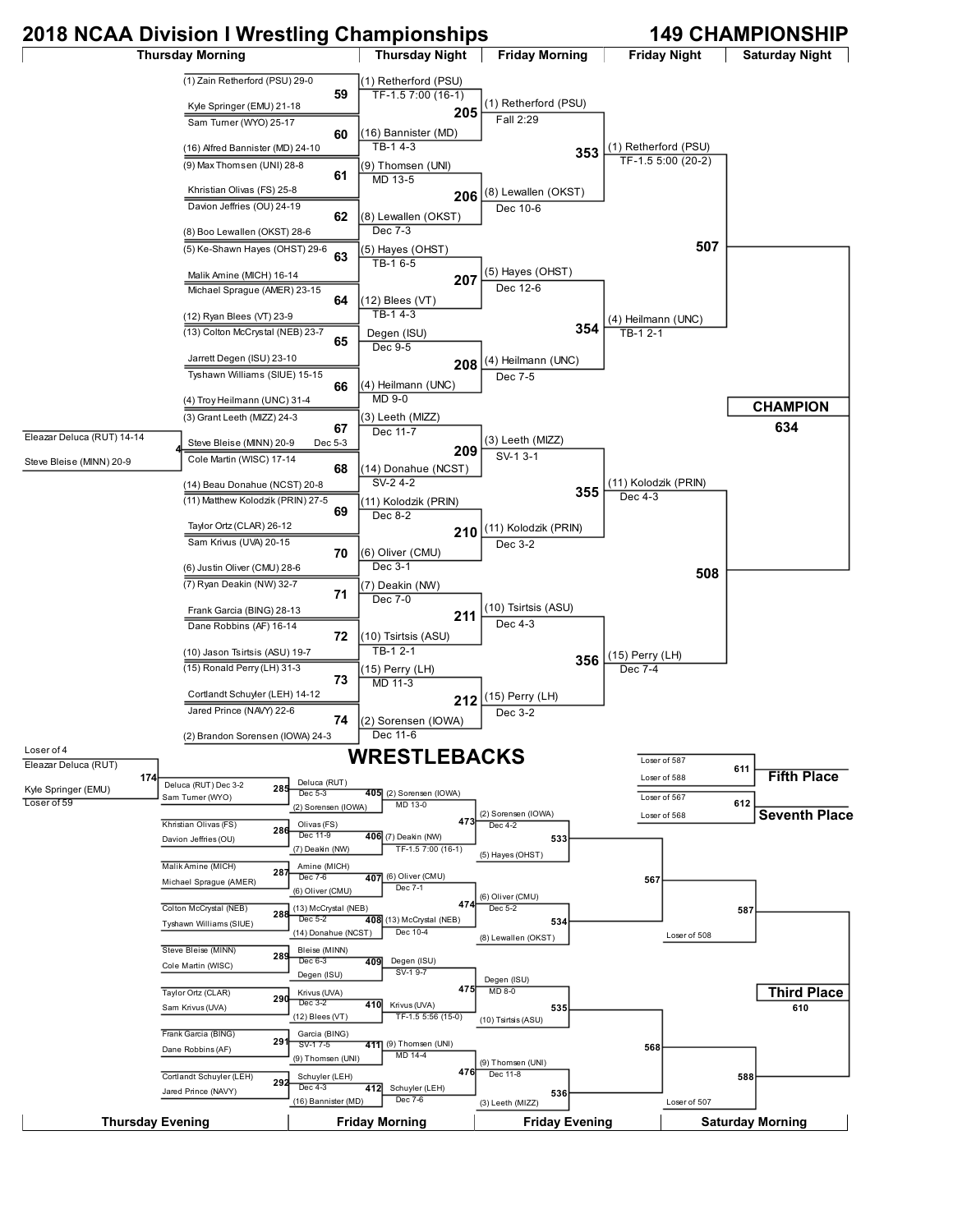# 2018 NCAA Division I Wrestling Championships

## 149 CHAMPIONSHIP

### Championship Bracket

**Thursday Morning (First Round)**

| Bout | Wrestler 1 | Wrestler 2 | Winner / Result |
|---|---|---|---|
| 4 (Pigtail) | Eleazar Deluca (RUT) 14-14 | Steve Bleise (MINN) 20-9 | Steve Bleise (MINN) 20-9 Dec 5-3 |
| 59 | (1) Zain Retherford (PSU) 29-0 | Kyle Springer (EMU) 21-18 | (1) Retherford (PSU) TF-1.5 7:00 (16-1) |
| 60 | Sam Turner (WYO) 25-17 | (16) Alfred Bannister (MD) 24-10 | (16) Bannister (MD) TB-1 4-3 |
| 61 | (9) Max Thomsen (UNI) 28-8 | Khristian Olivas (FS) 25-8 | (9) Thomsen (UNI) MD 13-5 |
| 62 | Davion Jeffries (OU) 24-19 | (8) Boo Lewallen (OKST) 28-6 | (8) Lewallen (OKST) Dec 7-3 |
| 63 | (5) Ke-Shawn Hayes (OHST) 29-6 | Malik Amine (MICH) 16-14 | (5) Hayes (OHST) TB-1 6-5 |
| 64 | Michael Sprague (AMER) 23-15 | (12) Ryan Blees (VT) 23-9 | (12) Blees (VT) TB-1 4-3 |
| 65 | (13) Colton McCrystal (NEB) 23-7 | Jarrett Degen (ISU) 23-10 | Degen (ISU) Dec 9-5 |
| 66 | Tyshawn Williams (SIUE) 15-15 | (4) Troy Heilmann (UNC) 31-4 | (4) Heilmann (UNC) MD 9-0 |
| 67 | (3) Grant Leeth (MIZZ) 24-3 | Steve Bleise (MINN) 20-9 | (3) Leeth (MIZZ) Dec 11-7 |
| 68 | Cole Martin (WISC) 17-14 | (14) Beau Donahue (NCST) 20-8 | (14) Donahue (NCST) SV-2 4-2 |
| 69 | (11) Matthew Kolodzik (PRIN) 27-5 | Taylor Ortz (CLAR) 26-12 | (11) Kolodzik (PRIN) Dec 8-2 |
| 70 | Sam Krivus (UVA) 20-15 | (6) Justin Oliver (CMU) 28-6 | (6) Oliver (CMU) Dec 3-1 |
| 71 | (7) Ryan Deakin (NW) 32-7 | Frank Garcia (BING) 28-13 | (7) Deakin (NW) Dec 7-0 |
| 72 | Dane Robbins (AF) 16-14 | (10) Jason Tsirtsis (ASU) 19-7 | (10) Tsirtsis (ASU) TB-1 2-1 |
| 73 | (15) Ronald Perry (LH) 31-3 | Cortlandt Schuyler (LEH) 14-12 | (15) Perry (LH) MD 11-3 |
| 74 | Jared Prince (NAVY) 22-6 | (2) Brandon Sorensen (IOWA) 24-3 | (2) Sorensen (IOWA) Dec 11-6 |

**Thursday Night (Second Round)**

| Bout | Winner / Result |
|---|---|
| 205 | (1) Retherford (PSU) Fall 2:29 |
| 206 | (8) Lewallen (OKST) Dec 10-6 |
| 207 | (5) Hayes (OHST) Dec 12-6 |
| 208 | (4) Heilmann (UNC) Dec 7-5 |
| 209 | (3) Leeth (MIZZ) SV-1 3-1 |
| 210 | (11) Kolodzik (PRIN) Dec 3-2 |
| 211 | (10) Tsirtsis (ASU) Dec 4-3 |
| 212 | (15) Perry (LH) Dec 3-2 |

**Friday Morning (Quarterfinals)**

| Bout | Winner / Result |
|---|---|
| 353 | (1) Retherford (PSU) TF-1.5 5:00 (20-2) |
| 354 | (4) Heilmann (UNC) TB-1 2-1 |
| 355 | (11) Kolodzik (PRIN) Dec 4-3 |
| 356 | (15) Perry (LH) Dec 7-4 |

**Friday Night (Semifinals):** 507, 508

**Saturday Night:** CHAMPION 634

### WRESTLEBACKS

| Bout | Wrestler 1 | Wrestler 2 | Winner / Result |
|---|---|---|---|
| 174 | Loser of 4: Eleazar Deluca (RUT) | Loser of 59: Kyle Springer (EMU) | Deluca (RUT) Dec 3-2 |
| 285 | Deluca (RUT) | Sam Turner (WYO) | Deluca (RUT) Dec 5-3 |
| 286 | Khristian Olivas (FS) | Davion Jeffries (OU) | Olivas (FS) Dec 11-9 |
| 287 | Malik Amine (MICH) | Michael Sprague (AMER) | Amine (MICH) Dec 7-6 |
| 288 | Colton McCrystal (NEB) | Tyshawn Williams (SIUE) | (13) McCrystal (NEB) Dec 5-2 |
| 289 | Steve Bleise (MINN) | Cole Martin (WISC) | Bleise (MINN) Dec 6-3 |
| 290 | Taylor Ortz (CLAR) | Sam Krivus (UVA) | Krivus (UVA) Dec 3-2 |
| 291 | Frank Garcia (BING) | Dane Robbins (AF) | Garcia (BING) SV-1 7-5 |
| 292 | Cortlandt Schuyler (LEH) | Jared Prince (NAVY) | Schuyler (LEH) Dec 4-3 |
| 405 | Deluca (RUT) | (2) Sorensen (IOWA) | (2) Sorensen (IOWA) MD 13-0 |
| 406 | Olivas (FS) | (7) Deakin (NW) | (7) Deakin (NW) TF-1.5 7:00 (16-1) |
| 407 | Amine (MICH) | (6) Oliver (CMU) | (6) Oliver (CMU) Dec 7-1 |
| 408 | (13) McCrystal (NEB) | (14) Donahue (NCST) | (13) McCrystal (NEB) Dec 10-4 |
| 409 | Bleise (MINN) | Degen (ISU) | Degen (ISU) SV-1 9-7 |
| 410 | Krivus (UVA) | (12) Blees (VT) | Krivus (UVA) TF-1.5 5:56 (15-0) |
| 411 | Garcia (BING) | (9) Thomsen (UNI) | (9) Thomsen (UNI) MD 14-4 |
| 412 | Schuyler (LEH) | (16) Bannister (MD) | Schuyler (LEH) Dec 7-6 |
| 473 | (2) Sorensen (IOWA) | (7) Deakin (NW) | (2) Sorensen (IOWA) Dec 4-2 |
| 474 | (6) Oliver (CMU) | (13) McCrystal (NEB) | (6) Oliver (CMU) Dec 5-2 |
| 475 | Degen (ISU) | Krivus (UVA) | Degen (ISU) MD 8-0 |
| 476 | (9) Thomsen (UNI) | Schuyler (LEH) | (9) Thomsen (UNI) Dec 11-8 |
| 533 | (2) Sorensen (IOWA) | (5) Hayes (OHST) | |
| 534 | (6) Oliver (CMU) | (8) Lewallen (OKST) | |
| 535 | Degen (ISU) | (10) Tsirtsis (ASU) | |
| 536 | (9) Thomsen (UNI) | (3) Leeth (MIZZ) | |
| 567 | Winner of 533 | Winner of 534 | |
| 568 | Winner of 535 | Winner of 536 | |
| 587 | Winner of 567 | Loser of 508 | |
| 588 | Winner of 568 | Loser of 507 | |
| 610 (Third Place) | Winner of 587 | Winner of 588 | |
| 611 (Fifth Place) | Loser of 587 | Loser of 588 | |
| 612 (Seventh Place) | Loser of 567 | Loser of 568 | |

Sessions: Thursday Evening | Friday Morning | Friday Evening | Saturday Morning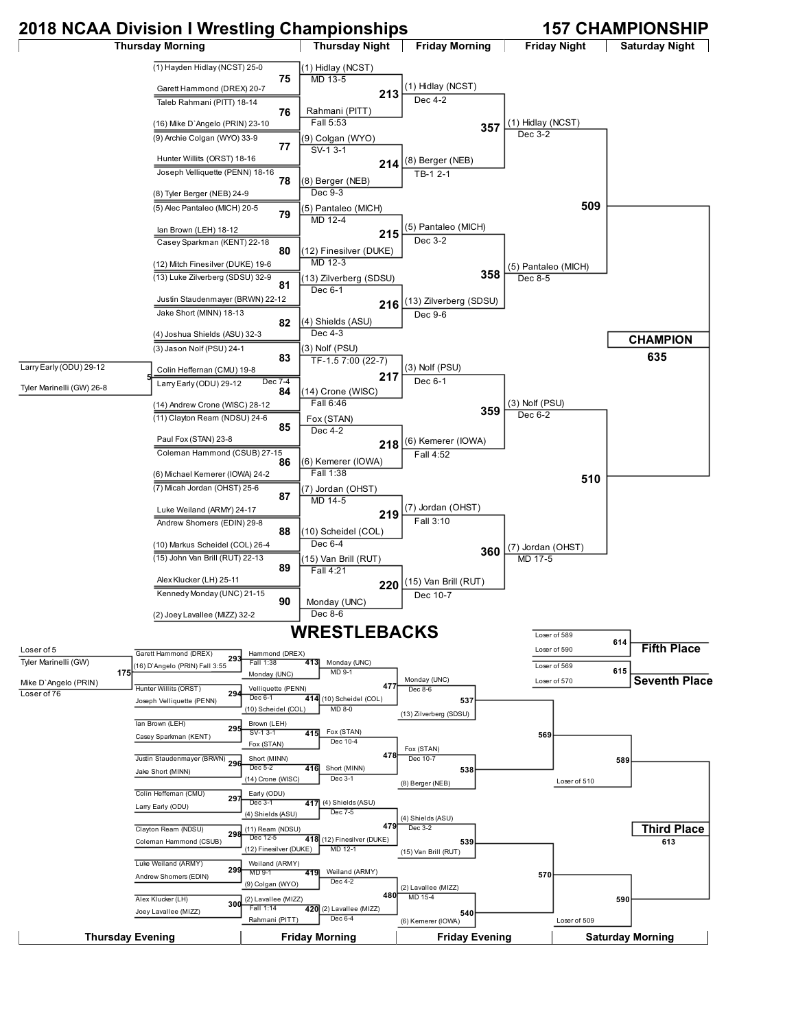# 2018 NCAA Division I Wrestling Championships

## 157 CHAMPIONSHIP

### Championship Bracket

**Pigtail (Bout 5):** Larry Early (ODU) 29-12 vs Tyler Marinelli (GW) 26-8 — Larry Early (ODU) 29-12, Dec 7-4

#### Thursday Morning → Thursday Night

| Bout | Wrestler A | Wrestler B | Winner | Result |
|---|---|---|---|---|
| 75 | (1) Hayden Hidlay (NCST) 25-0 | Garett Hammond (DREX) 20-7 | (1) Hidlay (NCST) | MD 13-5 |
| 76 | Taleb Rahmani (PITT) 18-14 | (16) Mike D`Angelo (PRIN) 23-10 | Rahmani (PITT) | Fall 5:53 |
| 77 | (9) Archie Colgan (WYO) 33-9 | Hunter Willits (ORST) 18-16 | (9) Colgan (WYO) | SV-1 3-1 |
| 78 | Joseph Velliquette (PENN) 18-16 | (8) Tyler Berger (NEB) 24-9 | (8) Berger (NEB) | Dec 9-3 |
| 79 | (5) Alec Pantaleo (MICH) 20-5 | Ian Brown (LEH) 18-12 | (5) Pantaleo (MICH) | MD 12-4 |
| 80 | Casey Sparkman (KENT) 22-18 | (12) Mitch Finesilver (DUKE) 19-6 | (12) Finesilver (DUKE) | MD 12-3 |
| 81 | (13) Luke Zilverberg (SDSU) 32-9 | Justin Staudenmayer (BRWN) 22-12 | (13) Zilverberg (SDSU) | Dec 6-1 |
| 82 | Jake Short (MINN) 18-13 | (4) Joshua Shields (ASU) 32-3 | (4) Shields (ASU) | Dec 4-3 |
| 83 | (3) Jason Nolf (PSU) 24-1 | Colin Heffernan (CMU) 19-8 | (3) Nolf (PSU) | TF-1.5 7:00 (22-7) |
| 84 | Larry Early (ODU) 29-12 | (14) Andrew Crone (WISC) 28-12 | (14) Crone (WISC) | Fall 6:46 |
| 85 | (11) Clayton Ream (NDSU) 24-6 | Paul Fox (STAN) 23-8 | Fox (STAN) | Dec 4-2 |
| 86 | Coleman Hammond (CSUB) 27-15 | (6) Michael Kemerer (IOWA) 24-2 | (6) Kemerer (IOWA) | Fall 1:38 |
| 87 | (7) Micah Jordan (OHST) 25-6 | Luke Weiland (ARMY) 24-17 | (7) Jordan (OHST) | MD 14-5 |
| 88 | Andrew Shomers (EDIN) 29-8 | (10) Markus Scheidel (COL) 26-4 | (10) Scheidel (COL) | Dec 6-4 |
| 89 | (15) John Van Brill (RUT) 22-13 | Alex Klucker (LH) 25-11 | (15) Van Brill (RUT) | Fall 4:21 |
| 90 | Kennedy Monday (UNC) 21-15 | (2) Joey Lavallee (MIZZ) 32-2 | Monday (UNC) | Dec 8-6 |

#### Friday Morning (Quarterfinals)

| Bout | Winner | Result |
|---|---|---|
| 213 | (1) Hidlay (NCST) | Dec 4-2 |
| 214 | (8) Berger (NEB) | TB-1 2-1 |
| 215 | (5) Pantaleo (MICH) | Dec 3-2 |
| 216 | (13) Zilverberg (SDSU) | Dec 9-6 |
| 217 | (3) Nolf (PSU) | Dec 6-1 |
| 218 | (6) Kemerer (IOWA) | Fall 4:52 |
| 219 | (7) Jordan (OHST) | Fall 3:10 |
| 220 | (15) Van Brill (RUT) | Dec 10-7 |

#### Friday Night (Semifinals)

| Bout | Winner | Result |
|---|---|---|
| 357 | (1) Hidlay (NCST) | Dec 3-2 |
| 358 | (5) Pantaleo (MICH) | Dec 8-5 |
| 359 | (3) Nolf (PSU) | Dec 6-2 |
| 360 | (7) Jordan (OHST) | MD 17-5 |

#### Saturday Night

- 509 / 510 → **CHAMPION** 635

### WRESTLEBACKS

**Bout 175:** Loser of 5 (Tyler Marinelli (GW)) vs Loser of 76 (Mike D`Angelo (PRIN)) — (16) D`Angelo (PRIN) Fall 3:55

#### Thursday Evening

| Bout | Wrestler A | Wrestler B |
|---|---|---|
| 293 | Garett Hammond (DREX) | (16) D`Angelo (PRIN) |
| 294 | Hunter Willits (ORST) | Joseph Velliquette (PENN) |
| 295 | Ian Brown (LEH) | Casey Sparkman (KENT) |
| 296 | Justin Staudenmayer (BRWN) | Jake Short (MINN) |
| 297 | Colin Heffernan (CMU) | Larry Early (ODU) |
| 298 | Clayton Ream (NDSU) | Coleman Hammond (CSUB) |
| 299 | Luke Weiland (ARMY) | Andrew Shomers (EDIN) |
| 300 | Alex Klucker (LH) | Joey Lavallee (MIZZ) |

#### Friday Morning

| Bout | Wrestler A | Result | Wrestler B | Winner | Result |
|---|---|---|---|---|---|
| 413 | Hammond (DREX) | Fall 1:38 | Monday (UNC) | Monday (UNC) | MD 9-1 |
| 414 | Velliquette (PENN) | Dec 6-1 | (10) Scheidel (COL) | (10) Scheidel (COL) | MD 8-0 |
| 415 | Brown (LEH) | SV-1 3-1 | Fox (STAN) | Fox (STAN) | Dec 10-4 |
| 416 | Short (MINN) | Dec 5-2 | (14) Crone (WISC) | Short (MINN) | Dec 3-1 |
| 417 | Early (ODU) | Dec 3-1 | (4) Shields (ASU) | (4) Shields (ASU) | Dec 7-5 |
| 418 | (11) Ream (NDSU) | Dec 12-5 | (12) Finesilver (DUKE) | (12) Finesilver (DUKE) | MD 12-1 |
| 419 | Weiland (ARMY) | MD 9-1 | (9) Colgan (WYO) | Weiland (ARMY) | Dec 4-2 |
| 420 | (2) Lavallee (MIZZ) | Fall 1:14 | Rahmani (PITT) | (2) Lavallee (MIZZ) | Dec 6-4 |

#### Friday Evening

| Bout | Winner | Result | Opponent |
|---|---|---|---|
| 477 | Monday (UNC) | Dec 8-6 | — |
| 537 | — | — | (13) Zilverberg (SDSU) |
| 478 | Fox (STAN) | Dec 10-7 | — |
| 538 | — | — | (8) Berger (NEB) |
| 479 | (4) Shields (ASU) | Dec 3-2 | — |
| 539 | — | — | (15) Van Brill (RUT) |
| 480 | (2) Lavallee (MIZZ) | MD 15-4 | — |
| 540 | — | — | (6) Kemerer (IOWA) |

#### Saturday Morning

- 569: 537 winner vs 538 winner
- 589: 569 winner vs Loser of 510
- 570: 539 winner vs 540 winner
- 590: 570 winner vs Loser of 509
- **Third Place** 613: 589 winner vs 590 winner

### Placement Matches

- **Fifth Place** 614: Loser of 589 vs Loser of 590
- **Seventh Place** 615: Loser of 569 vs Loser of 570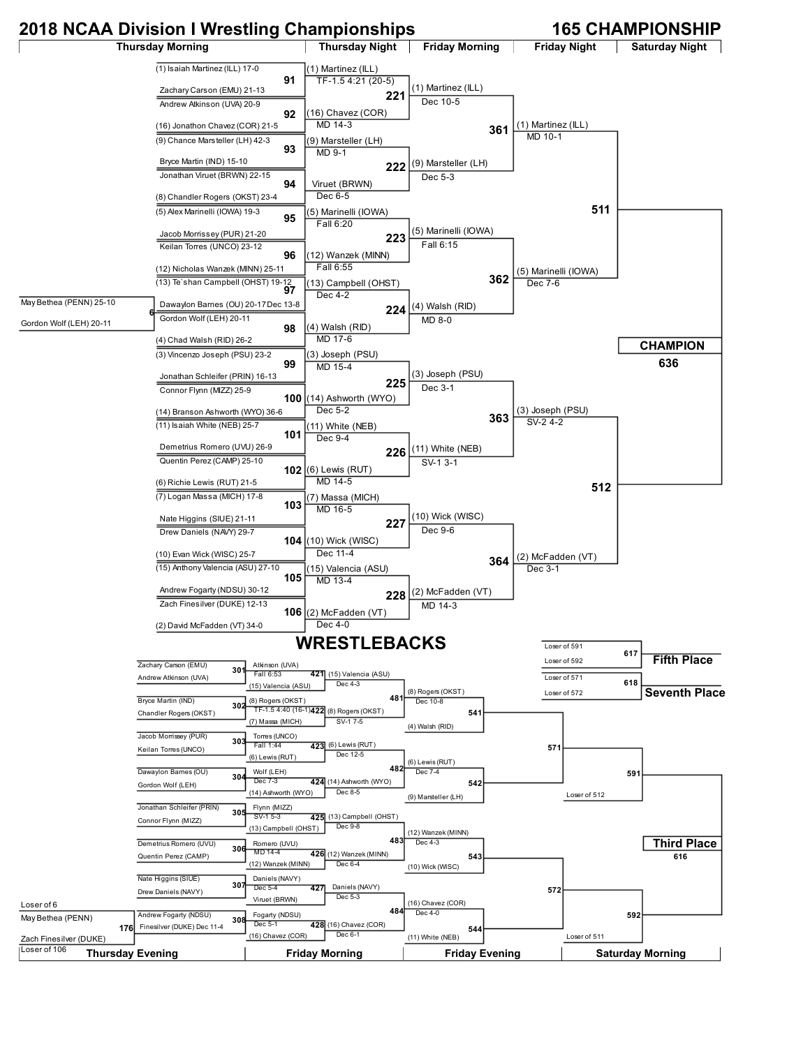# 2018 NCAA Division I Wrestling Championships

## 165 CHAMPIONSHIP

### Championship Bracket

**Pigtail (Bout 6):** May Bethea (PENN) 25-10 vs. Gordon Wolf (LEH) 20-11 — Gordon Wolf (LEH) 20-11

| Bout | Thursday Morning | Thursday Night |
|---|---|---|
| 91 | (1) Isaiah Martinez (ILL) 17-0 vs. Zachary Carson (EMU) 21-13 | (1) Martinez (ILL) TF-1.5 4:21 (20-5) |
| 92 | Andrew Atkinson (UVA) 20-9 vs. (16) Jonathon Chavez (COR) 21-5 | (16) Chavez (COR) MD 14-3 |
| 93 | (9) Chance Marsteller (LH) 42-3 vs. Bryce Martin (IND) 15-10 | (9) Marsteller (LH) MD 9-1 |
| 94 | Jonathan Viruet (BRWN) 22-15 vs. (8) Chandler Rogers (OKST) 23-4 | Viruet (BRWN) Dec 6-5 |
| 95 | (5) Alex Marinelli (IOWA) 19-3 vs. Jacob Morrissey (PUR) 21-20 | (5) Marinelli (IOWA) Fall 6:20 |
| 96 | Keilan Torres (UNCO) 23-12 vs. (12) Nicholas Wanzek (MINN) 25-11 | (12) Wanzek (MINN) Fall 6:55 |
| 97 | (13) Te'shan Campbell (OHST) 19-12 vs. Dawaylon Barnes (OU) 20-17 Dec 13-8 | (13) Campbell (OHST) Dec 4-2 |
| 98 | Gordon Wolf (LEH) 20-11 vs. (4) Chad Walsh (RID) 26-2 | (4) Walsh (RID) MD 17-6 |
| 99 | (3) Vincenzo Joseph (PSU) 23-2 vs. Jonathan Schleifer (PRIN) 16-13 | (3) Joseph (PSU) MD 15-4 |
| 100 | Connor Flynn (MIZZ) 25-9 vs. (14) Branson Ashworth (WYO) 36-6 | (14) Ashworth (WYO) Dec 5-2 |
| 101 | (11) Isaiah White (NEB) 25-7 vs. Demetrius Romero (UVU) 26-9 | (11) White (NEB) Dec 9-4 |
| 102 | Quentin Perez (CAMP) 25-10 vs. (6) Richie Lewis (RUT) 21-5 | (6) Lewis (RUT) MD 14-5 |
| 103 | (7) Logan Massa (MICH) 17-8 vs. Nate Higgins (SIUE) 21-11 | (7) Massa (MICH) MD 16-5 |
| 104 | Drew Daniels (NAVY) 29-7 vs. (10) Evan Wick (WISC) 25-7 | (10) Wick (WISC) Dec 11-4 |
| 105 | (15) Anthony Valencia (ASU) 27-10 vs. Andrew Fogarty (NDSU) 30-12 | (15) Valencia (ASU) MD 13-4 |
| 106 | Zach Finesilver (DUKE) 12-13 vs. (2) David McFadden (VT) 34-0 | (2) McFadden (VT) Dec 4-0 |

| Bout | Friday Morning (Quarterfinals) |
|---|---|
| 221 | (1) Martinez (ILL) Dec 10-5 |
| 222 | (9) Marsteller (LH) Dec 5-3 |
| 223 | (5) Marinelli (IOWA) Fall 6:15 |
| 224 | (4) Walsh (RID) MD 8-0 |
| 225 | (3) Joseph (PSU) Dec 3-1 |
| 226 | (11) White (NEB) SV-1 3-1 |
| 227 | (10) Wick (WISC) Dec 9-6 |
| 228 | (2) McFadden (VT) MD 14-3 |

| Bout | Friday Night (Semifinals) |
|---|---|
| 361 | (1) Martinez (ILL) MD 10-1 |
| 362 | (5) Marinelli (IOWA) Dec 7-6 |
| 363 | (3) Joseph (PSU) SV-2 4-2 |
| 364 | (2) McFadden (VT) Dec 3-1 |

| Bout | Saturday Night (Finals) |
|---|---|
| 511 | |
| 512 | |
| 636 | CHAMPION |

## WRESTLEBACKS

**Bout 176:** Loser of 6: May Bethea (PENN) vs. Loser of 106: Zach Finesilver (DUKE) — Finesilver (DUKE) Dec 11-4

| Bout | Thursday Evening | Result |
|---|---|---|
| 301 | Zachary Carson (EMU) vs. Andrew Atkinson (UVA) | Atkinson (UVA) Fall 6:53 |
| 302 | Bryce Martin (IND) vs. Chandler Rogers (OKST) | (8) Rogers (OKST) TF-1.5 4:40 (16-1) |
| 303 | Jacob Morrissey (PUR) vs. Keilan Torres (UNCO) | Torres (UNCO) Fall 1:44 |
| 304 | Dawaylon Barnes (OU) vs. Gordon Wolf (LEH) | Wolf (LEH) Dec 7-3 |
| 305 | Jonathan Schleifer (PRIN) vs. Connor Flynn (MIZZ) | Flynn (MIZZ) SV-1 5-3 |
| 306 | Demetrius Romero (UVU) vs. Quentin Perez (CAMP) | Romero (UVU) MD 14-4 |
| 307 | Nate Higgins (SIUE) vs. Drew Daniels (NAVY) | Daniels (NAVY) Dec 5-4 |
| 308 | Andrew Fogarty (NDSU) vs. Finesilver (DUKE) | Fogarty (NDSU) Dec 5-1 |

| Bout | Friday Morning | Result |
|---|---|---|
| 421 | Atkinson (UVA) vs. (15) Valencia (ASU) | (15) Valencia (ASU) Dec 4-3 |
| 422 | (8) Rogers (OKST) vs. (7) Massa (MICH) | (8) Rogers (OKST) SV-1 7-5 |
| 423 | Torres (UNCO) vs. (6) Lewis (RUT) | (6) Lewis (RUT) Dec 12-5 |
| 424 | Wolf (LEH) vs. (14) Ashworth (WYO) | (14) Ashworth (WYO) Dec 8-5 |
| 425 | Flynn (MIZZ) vs. (13) Campbell (OHST) | (13) Campbell (OHST) Dec 9-8 |
| 426 | Romero (UVU) vs. (12) Wanzek (MINN) | (12) Wanzek (MINN) Dec 6-4 |
| 427 | Daniels (NAVY) vs. Viruet (BRWN) | Daniels (NAVY) Dec 5-3 |
| 428 | Fogarty (NDSU) vs. (16) Chavez (COR) | (16) Chavez (COR) Dec 6-1 |

| Bout | Friday Morning | Result |
|---|---|---|
| 481 | (15) Valencia (ASU) vs. (8) Rogers (OKST) | (8) Rogers (OKST) Dec 10-8 |
| 482 | (6) Lewis (RUT) vs. (14) Ashworth (WYO) | (6) Lewis (RUT) Dec 7-4 |
| 483 | (13) Campbell (OHST) vs. (12) Wanzek (MINN) | (12) Wanzek (MINN) Dec 4-3 |
| 484 | Daniels (NAVY) vs. (16) Chavez (COR) | (16) Chavez (COR) Dec 4-0 |

| Bout | Friday Evening | Result |
|---|---|---|
| 541 | (8) Rogers (OKST) vs. (4) Walsh (RID) | |
| 542 | (6) Lewis (RUT) vs. (9) Marsteller (LH) | |
| 543 | (12) Wanzek (MINN) vs. (10) Wick (WISC) | |
| 544 | (16) Chavez (COR) vs. (11) White (NEB) | |

| Bout | Saturday Morning | Result |
|---|---|---|
| 571 | Winner 541 vs. Winner 542 | |
| 572 | Winner 543 vs. Winner 544 | |
| 591 | Winner 571 vs. Loser of 512 | |
| 592 | Winner 572 vs. Loser of 511 | |

| Bout | Placement | Matchup |
|---|---|---|
| 616 | Third Place | Winner 591 vs. Winner 592 |
| 617 | Fifth Place | Loser of 591 vs. Loser of 592 |
| 618 | Seventh Place | Loser of 571 vs. Loser of 572 |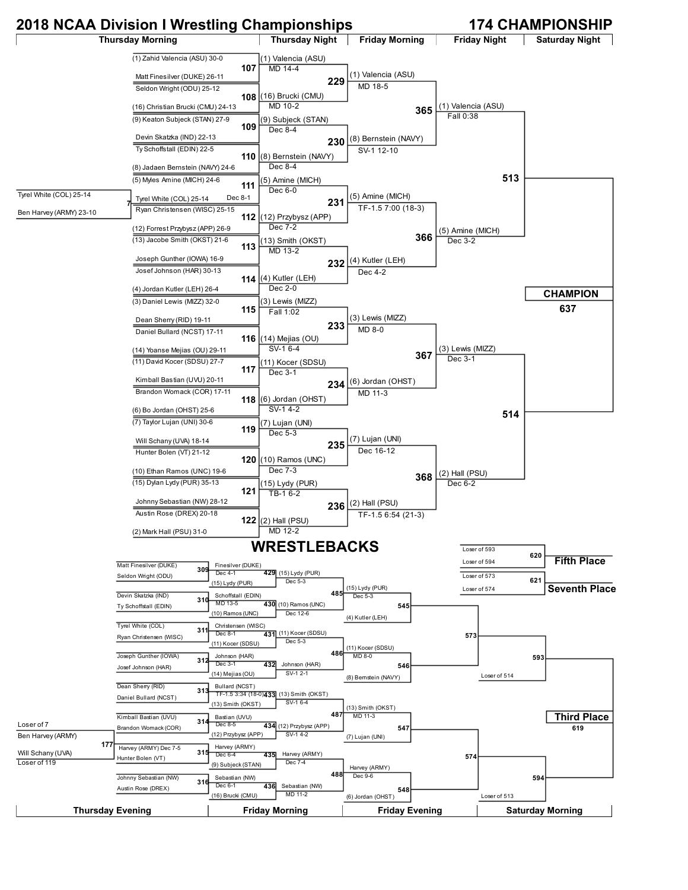# 2018 NCAA Division I Wrestling Championships

## 174 CHAMPIONSHIP

### Championship Bracket

**Thursday Morning**

| Bout | Wrestler 1 | Wrestler 2 |
|---|---|---|
| 7 | Tyrel White (COL) 25-14 | Ben Harvey (ARMY) 23-10 |
| 107 | (1) Zahid Valencia (ASU) 30-0 | Matt Finesilver (DUKE) 26-11 |
| 108 | Seldon Wright (ODU) 25-12 | (16) Christian Brucki (CMU) 24-13 |
| 109 | (9) Keaton Subjeck (STAN) 27-9 | Devin Skatzka (IND) 22-13 |
| 110 | Ty Schoffstall (EDIN) 22-5 | (8) Jadaen Bernstein (NAVY) 24-6 |
| 111 | (5) Myles Amine (MICH) 24-6 | Tyrel White (COL) 25-14 (Dec 8-1) |
| 112 | Ryan Christensen (WISC) 25-15 | (12) Forrest Przybysz (APP) 26-9 |
| 113 | (13) Jacobe Smith (OKST) 21-6 | Joseph Gunther (IOWA) 16-9 |
| 114 | Josef Johnson (HAR) 30-13 | (4) Jordan Kutler (LEH) 26-4 |
| 115 | (3) Daniel Lewis (MIZZ) 32-0 | Dean Sherry (RID) 19-11 |
| 116 | Daniel Bullard (NCST) 17-11 | (14) Yoanse Mejias (OU) 29-11 |
| 117 | (11) David Kocer (SDSU) 27-7 | Kimball Bastian (UVU) 20-11 |
| 118 | Brandon Womack (COR) 17-11 | (6) Bo Jordan (OHST) 25-6 |
| 119 | (7) Taylor Lujan (UNI) 30-6 | Will Schany (UVA) 18-14 |
| 120 | Hunter Bolen (VT) 21-12 | (10) Ethan Ramos (UNC) 19-6 |
| 121 | (15) Dylan Lydy (PUR) 35-13 | Johnny Sebastian (NW) 28-12 |
| 122 | Austin Rose (DREX) 20-18 | (2) Mark Hall (PSU) 31-0 |

**Thursday Night**

| Bout | Winner | Result |
|---|---|---|
| 107 | (1) Valencia (ASU) | MD 14-4 |
| 108 | (16) Brucki (CMU) | MD 10-2 |
| 109 | (9) Subjeck (STAN) | Dec 8-4 |
| 110 | (8) Bernstein (NAVY) | Dec 8-4 |
| 111 | (5) Amine (MICH) | Dec 6-0 |
| 112 | (12) Przybysz (APP) | Dec 7-2 |
| 113 | (13) Smith (OKST) | MD 13-2 |
| 114 | (4) Kutler (LEH) | Dec 2-0 |
| 115 | (3) Lewis (MIZZ) | Fall 1:02 |
| 116 | (14) Mejias (OU) | SV-1 6-4 |
| 117 | (11) Kocer (SDSU) | Dec 3-1 |
| 118 | (6) Jordan (OHST) | SV-1 4-2 |
| 119 | (7) Lujan (UNI) | Dec 5-3 |
| 120 | (10) Ramos (UNC) | Dec 7-3 |
| 121 | (15) Lydy (PUR) | TB-1 6-2 |
| 122 | (2) Hall (PSU) | MD 12-2 |

**Friday Morning**

| Bout | Winner | Result |
|---|---|---|
| 229 | (1) Valencia (ASU) | MD 18-5 |
| 230 | (8) Bernstein (NAVY) | SV-1 12-10 |
| 231 | (5) Amine (MICH) | TF-1.5 7:00 (18-3) |
| 232 | (4) Kutler (LEH) | Dec 4-2 |
| 233 | (3) Lewis (MIZZ) | MD 8-0 |
| 234 | (6) Jordan (OHST) | MD 11-3 |
| 235 | (7) Lujan (UNI) | Dec 16-12 |
| 236 | (2) Hall (PSU) | TF-1.5 6:54 (21-3) |

**Friday Night**

| Bout | Winner | Result |
|---|---|---|
| 365 | (1) Valencia (ASU) | Fall 0:38 |
| 366 | (5) Amine (MICH) | Dec 3-2 |
| 367 | (3) Lewis (MIZZ) | Dec 3-1 |
| 368 | (2) Hall (PSU) | Dec 6-2 |

**Saturday Night**

| Bout | |
|---|---|
| 513 | |
| 514 | |
| 637 | CHAMPION |

## WRESTLEBACKS

**Thursday Evening**

| Bout | Wrestler 1 | Wrestler 2 |
|---|---|---|
| 177 | Loser of 7 — Ben Harvey (ARMY) | Will Schany (UVA) — Loser of 119 |
| 309 | Matt Finesilver (DUKE) | Seldon Wright (ODU) |
| 310 | Devin Skatzka (IND) | Ty Schoffstall (EDIN) |
| 311 | Tyrel White (COL) | Ryan Christensen (WISC) |
| 312 | Joseph Gunther (IOWA) | Josef Johnson (HAR) |
| 313 | Dean Sherry (RID) | Daniel Bullard (NCST) |
| 314 | Kimball Bastian (UVU) | Brandon Womack (COR) |
| 315 | Harvey (ARMY) Dec 7-5 | Hunter Bolen (VT) |
| 316 | Johnny Sebastian (NW) | Austin Rose (DREX) |

**Friday Morning**

| Bout | Wrestler 1 | Wrestler 2 |
|---|---|---|
| 429 | Finesilver (DUKE) Dec 4-1 | (15) Lydy (PUR) |
| 430 | Schoffstall (EDIN) MD 13-5 | (10) Ramos (UNC) |
| 431 | Christensen (WISC) Dec 8-1 | (11) Kocer (SDSU) |
| 432 | Johnson (HAR) Dec 3-1 | (14) Mejias (OU) |
| 433 | Bullard (NCST) TF-1.5 3:34 (18-0) | (13) Smith (OKST) |
| 434 | Bastian (UVU) Dec 8-5 | (12) Przybysz (APP) |
| 435 | Harvey (ARMY) Dec 6-4 | (9) Subjeck (STAN) |
| 436 | Sebastian (NW) Dec 6-1 | (16) Brucki (CMU) |

| Bout | Wrestler 1 | Wrestler 2 |
|---|---|---|
| 485 | (15) Lydy (PUR) Dec 5-3 | (10) Ramos (UNC) Dec 12-6 |
| 486 | (11) Kocer (SDSU) Dec 5-3 | Johnson (HAR) SV-1 2-1 |
| 487 | (13) Smith (OKST) SV-1 6-4 | (12) Przybysz (APP) SV-1 4-2 |
| 488 | Harvey (ARMY) Dec 7-4 | Sebastian (NW) MD 11-2 |

**Friday Evening**

| Bout | Wrestler 1 | Wrestler 2 |
|---|---|---|
| 545 | (15) Lydy (PUR) Dec 5-3 | (4) Kutler (LEH) |
| 546 | (11) Kocer (SDSU) MD 8-0 | (8) Bernstein (NAVY) |
| 547 | (13) Smith (OKST) MD 11-3 | (7) Lujan (UNI) |
| 548 | Harvey (ARMY) Dec 9-6 | (6) Jordan (OHST) |

**Saturday Morning**

| Bout | Wrestler 1 | Wrestler 2 |
|---|---|---|
| 573 | Winner of 545 | Winner of 546 |
| 574 | Winner of 547 | Winner of 548 |
| 593 | Winner of 573 | Loser of 514 |
| 594 | Winner of 574 | Loser of 513 |

### Third Place

| Bout | |
|---|---|
| 619 | Winner of 593 vs. Winner of 594 |

### Fifth Place

| Bout | |
|---|---|
| 620 | Loser of 593 vs. Loser of 594 |

### Seventh Place

| Bout | |
|---|---|
| 621 | Loser of 573 vs. Loser of 574 |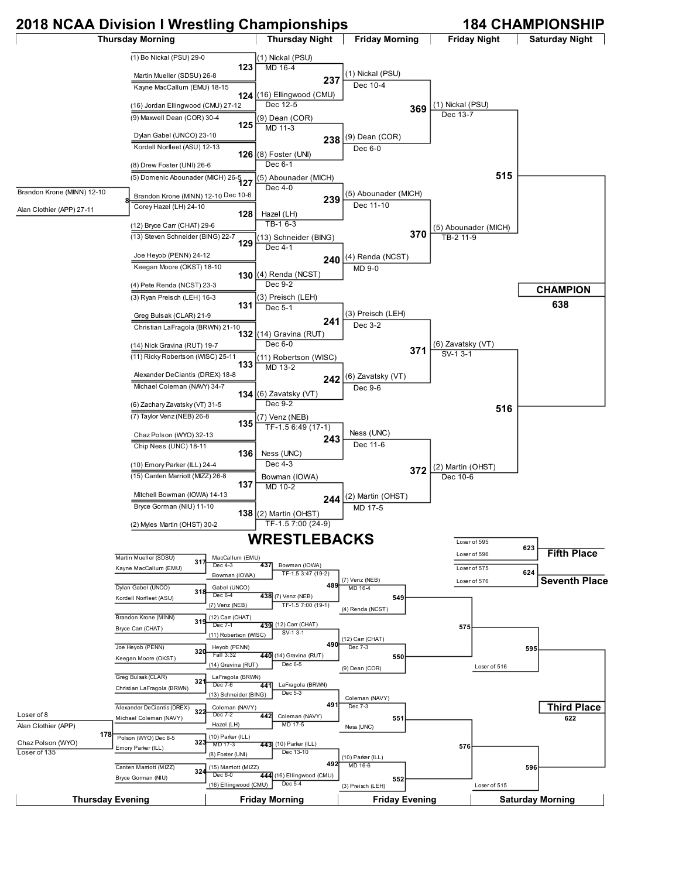# 2018 NCAA Division I Wrestling Championships

## 184 CHAMPIONSHIP

### Championship Bracket

**Thursday Morning**

- Bout 8: Brandon Krone (MINN) 12-10 vs. Alan Clothier (APP) 27-11 — Brandon Krone (MINN) 12-10 Dec 10-6
- Bout 123: (1) Bo Nickal (PSU) 29-0 vs. Martin Mueller (SDSU) 26-8
- Bout 124: Kayne MacCallum (EMU) 18-15 vs. (16) Jordan Ellingwood (CMU) 27-12
- Bout 125: (9) Maxwell Dean (COR) 30-4 vs. Dylan Gabel (UNCO) 23-10
- Bout 126: Kordell Norfleet (ASU) 12-13 vs. (8) Drew Foster (UNI) 26-6
- Bout 127: (5) Domenic Abounader (MICH) 26-5 vs. Brandon Krone (MINN) 12-10
- Bout 128: Corey Hazel (LH) 24-10 vs. (12) Bryce Carr (CHAT) 29-6
- Bout 129: (13) Steven Schneider (BING) 22-7 vs. Joe Heyob (PENN) 24-12
- Bout 130: Keegan Moore (OKST) 18-10 vs. (4) Pete Renda (NCST) 23-3
- Bout 131: (3) Ryan Preisch (LEH) 16-3 vs. Greg Bulsak (CLAR) 21-9
- Bout 132: Christian LaFragola (BRWN) 21-10 vs. (14) Nick Gravina (RUT) 19-7
- Bout 133: (11) Ricky Robertson (WISC) 25-11 vs. Alexander DeCiantis (DREX) 18-8
- Bout 134: Michael Coleman (NAVY) 34-7 vs. (6) Zachary Zavatsky (VT) 31-5
- Bout 135: (7) Taylor Venz (NEB) 26-8 vs. Chaz Polson (WYO) 32-13
- Bout 136: Chip Ness (UNC) 18-11 vs. (10) Emory Parker (ILL) 24-4
- Bout 137: (15) Canten Marriott (MIZZ) 26-8 vs. Mitchell Bowman (IOWA) 14-13
- Bout 138: Bryce Gorman (NIU) 11-10 vs. (2) Myles Martin (OHST) 30-2

**Thursday Night**

- 123: (1) Nickal (PSU) MD 16-4
- 124: (16) Ellingwood (CMU) Dec 12-5
- 125: (9) Dean (COR) MD 11-3
- 126: (8) Foster (UNI) Dec 6-1
- 127: (5) Abounader (MICH) Dec 4-0
- 128: Hazel (LH) TB-1 6-3
- 129: (13) Schneider (BING) Dec 4-1
- 130: (4) Renda (NCST) Dec 9-2
- 131: (3) Preisch (LEH) Dec 5-1
- 132: (14) Gravina (RUT) Dec 6-0
- 133: (11) Robertson (WISC) MD 13-2
- 134: (6) Zavatsky (VT) Dec 9-2
- 135: (7) Venz (NEB) TF-1.5 6:49 (17-1)
- 136: Ness (UNC) Dec 4-3
- 137: Bowman (IOWA) MD 10-2
- 138: (2) Martin (OHST) TF-1.5 7:00 (24-9)

**Friday Morning**

- 237: (1) Nickal (PSU) Dec 10-4
- 238: (9) Dean (COR) Dec 6-0
- 239: (5) Abounader (MICH) Dec 11-10
- 240: (4) Renda (NCST) MD 9-0
- 241: (3) Preisch (LEH) Dec 3-2
- 242: (6) Zavatsky (VT) Dec 9-6
- 243: Ness (UNC) Dec 11-6
- 244: (2) Martin (OHST) MD 17-5

**Friday Night**

- 369: (1) Nickal (PSU) Dec 13-7
- 370: (5) Abounader (MICH) TB-2 11-9
- 371: (6) Zavatsky (VT) SV-1 3-1
- 372: (2) Martin (OHST) Dec 10-6

**Saturday Night**

- 515
- 516

**CHAMPION**

638

## WRESTLEBACKS

**Thursday Evening**

- 178: Loser of 8 / Alan Clothier (APP) vs. Chaz Polson (WYO) / Loser of 135 — Polson (WYO) Dec 8-5
- 317: Martin Mueller (SDSU) vs. Kayne MacCallum (EMU)
- 318: Dylan Gabel (UNCO) vs. Kordell Norfleet (ASU)
- 319: Brandon Krone (MINN) vs. Bryce Carr (CHAT)
- 320: Joe Heyob (PENN) vs. Keegan Moore (OKST)
- 321: Greg Bulsak (CLAR) vs. Christian LaFragola (BRWN)
- 322: Alexander DeCiantis (DREX) vs. Michael Coleman (NAVY)
- 323: Polson (WYO) vs. Emory Parker (ILL)
- 324: Canten Marriott (MIZZ) vs. Bryce Gorman (NIU)

**Friday Morning**

- 317: MacCallum (EMU) Dec 4-3
- 318: Gabel (UNCO) Dec 6-4
- 319: (12) Carr (CHAT) Dec 7-1
- 320: Heyob (PENN) Fall 3:32
- 321: LaFragola (BRWN) Dec 7-6
- 322: Coleman (NAVY) Dec 7-2
- 323: (10) Parker (ILL) MD 17-3
- 324: (15) Marriott (MIZZ) Dec 6-0
- 437: MacCallum (EMU) vs. Bowman (IOWA) — Bowman (IOWA) TF-1.5 3:47 (19-2)
- 438: Gabel (UNCO) vs. (7) Venz (NEB) — (7) Venz (NEB) TF-1.5 7:00 (19-1)
- 439: (12) Carr (CHAT) vs. (11) Robertson (WISC) — (12) Carr (CHAT) SV-1 3-1
- 440: Heyob (PENN) vs. (14) Gravina (RUT) — (14) Gravina (RUT) Dec 6-5
- 441: LaFragola (BRWN) vs. (13) Schneider (BING) — LaFragola (BRWN) Dec 5-3
- 442: Coleman (NAVY) vs. Hazel (LH) — Coleman (NAVY) MD 17-5
- 443: (10) Parker (ILL) vs. (8) Foster (UNI) — (10) Parker (ILL) Dec 13-10
- 444: (15) Marriott (MIZZ) vs. (16) Ellingwood (CMU) — (16) Ellingwood (CMU) Dec 5-4

**Friday Evening**

- 489: (7) Venz (NEB) MD 16-4
- 490: (12) Carr (CHAT) Dec 7-3
- 491: Coleman (NAVY) Dec 7-3
- 492: (10) Parker (ILL) MD 16-6
- 549: (7) Venz (NEB) vs. (4) Renda (NCST)
- 550: (12) Carr (CHAT) vs. (9) Dean (COR)
- 551: Coleman (NAVY) vs. Ness (UNC)
- 552: (10) Parker (ILL) vs. (3) Preisch (LEH)

**Saturday Morning**

- 575: Winner of 549 vs. Winner of 550
- 576: Winner of 551 vs. Winner of 552
- 595: Winner of 575 vs. Loser of 516
- 596: Winner of 576 vs. Loser of 515

**Third Place**

622

**Fifth Place**

623: Loser of 595 vs. Loser of 596

**Seventh Place**

624: Loser of 575 vs. Loser of 576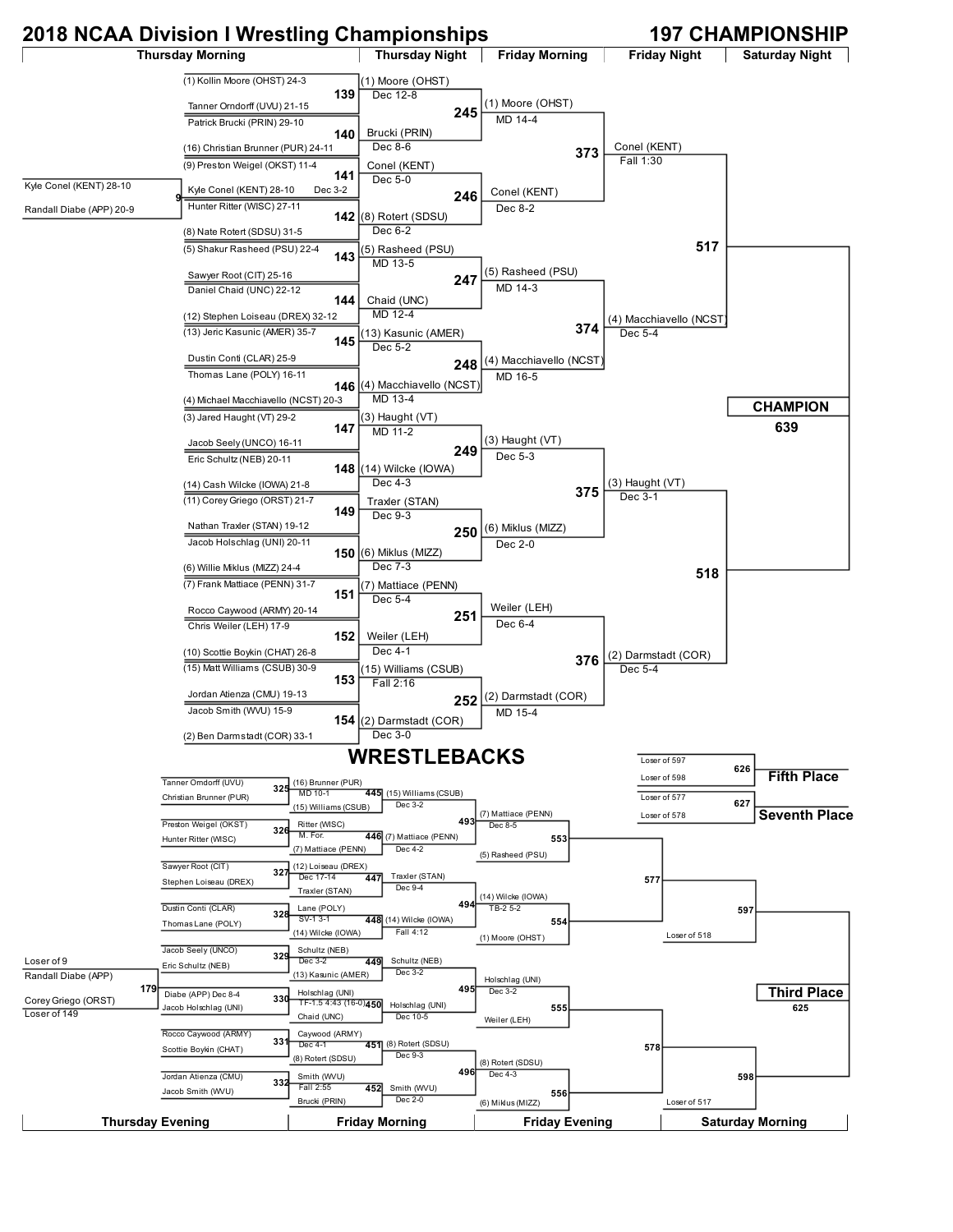# 2018 NCAA Division I Wrestling Championships

## 197 CHAMPIONSHIP

### Championship Bracket

**Pigtail (Bout 9):** Kyle Conel (KENT) 28-10 vs. Randall Diabe (APP) 20-9 — Kyle Conel (KENT) 28-10, Dec 3-2

**Thursday Morning (First Round)**

| Bout | Wrestler 1 | Wrestler 2 | Winner | Result |
|---|---|---|---|---|
| 139 | (1) Kollin Moore (OHST) 24-3 | Tanner Orndorff (UVU) 21-15 | (1) Moore (OHST) | Dec 12-8 |
| 140 | Patrick Brucki (PRIN) 29-10 | (16) Christian Brunner (PUR) 24-11 | Brucki (PRIN) | Dec 8-6 |
| 141 | (9) Preston Weigel (OKST) 11-4 | Kyle Conel (KENT) 28-10 | Conel (KENT) | Dec 5-0 |
| 142 | Hunter Ritter (WISC) 27-11 | (8) Nate Rotert (SDSU) 31-5 | (8) Rotert (SDSU) | Dec 6-2 |
| 143 | (5) Shakur Rasheed (PSU) 22-4 | Sawyer Root (CIT) 25-16 | (5) Rasheed (PSU) | MD 13-5 |
| 144 | Daniel Chaid (UNC) 22-12 | (12) Stephen Loiseau (DREX) 32-12 | Chaid (UNC) | MD 12-4 |
| 145 | (13) Jeric Kasunic (AMER) 35-7 | Dustin Conti (CLAR) 25-9 | (13) Kasunic (AMER) | Dec 5-2 |
| 146 | Thomas Lane (POLY) 16-11 | (4) Michael Macchiavello (NCST) 20-3 | (4) Macchiavello (NCST) | MD 13-4 |
| 147 | (3) Jared Haught (VT) 29-2 | Jacob Seely (UNCO) 16-11 | (3) Haught (VT) | MD 11-2 |
| 148 | Eric Schultz (NEB) 20-11 | (14) Cash Wilcke (IOWA) 21-8 | (14) Wilcke (IOWA) | Dec 4-3 |
| 149 | (11) Corey Griego (ORST) 21-7 | Nathan Traxler (STAN) 19-12 | Traxler (STAN) | Dec 9-3 |
| 150 | Jacob Holschlag (UNI) 20-11 | (6) Willie Miklus (MIZZ) 24-4 | (6) Miklus (MIZZ) | Dec 7-3 |
| 151 | (7) Frank Mattiace (PENN) 31-7 | Rocco Caywood (ARMY) 20-14 | (7) Mattiace (PENN) | Dec 5-4 |
| 152 | Chris Weiler (LEH) 17-9 | (10) Scottie Boykin (CHAT) 26-8 | Weiler (LEH) | Dec 4-1 |
| 153 | (15) Matt Williams (CSUB) 30-9 | Jordan Atienza (CMU) 19-13 | (15) Williams (CSUB) | Fall 2:16 |
| 154 | Jacob Smith (WVU) 15-9 | (2) Ben Darmstadt (COR) 33-1 | (2) Darmstadt (COR) | Dec 3-0 |

**Thursday Night (Second Round)**

| Bout | Winner | Result |
|---|---|---|
| 245 | (1) Moore (OHST) | MD 14-4 |
| 246 | Conel (KENT) | Dec 8-2 |
| 247 | (5) Rasheed (PSU) | MD 14-3 |
| 248 | (4) Macchiavello (NCST) | MD 16-5 |
| 249 | (3) Haught (VT) | Dec 5-3 |
| 250 | (6) Miklus (MIZZ) | Dec 2-0 |
| 251 | Weiler (LEH) | Dec 6-4 |
| 252 | (2) Darmstadt (COR) | MD 15-4 |

**Friday Morning (Quarterfinals)**

| Bout | Winner | Result |
|---|---|---|
| 373 | Conel (KENT) | Fall 1:30 |
| 374 | (4) Macchiavello (NCST) | Dec 5-4 |
| 375 | (3) Haught (VT) | Dec 3-1 |
| 376 | (2) Darmstadt (COR) | Dec 5-4 |

**Friday Night (Semifinals):** 517, 518

**Saturday Night:** CHAMPION 639

## WRESTLEBACKS

**Pigtail (Bout 179):** Loser of 9 — Randall Diabe (APP) vs. Corey Griego (ORST) — Loser of 149 — Diabe (APP) Dec 8-4

**Thursday Evening**

| Bout | Wrestler 1 | Wrestler 2 | Winner | Result |
|---|---|---|---|---|
| 325 | Tanner Orndorff (UVU) | Christian Brunner (PUR) | (16) Brunner (PUR) | MD 10-1 |
| 326 | Preston Weigel (OKST) | Hunter Ritter (WISC) | Ritter (WISC) | M. For. |
| 327 | Sawyer Root (CIT) | Stephen Loiseau (DREX) | (12) Loiseau (DREX) | Dec 17-14 |
| 328 | Dustin Conti (CLAR) | Thomas Lane (POLY) | Lane (POLY) | SV-1 3-1 |
| 329 | Jacob Seely (UNCO) | Eric Schultz (NEB) | Schultz (NEB) | Dec 3-2 |
| 330 | Diabe (APP) | Jacob Holschlag (UNI) | Holschlag (UNI) | TF-1.5 4:43 (16-0) |
| 331 | Rocco Caywood (ARMY) | Scottie Boykin (CHAT) | Caywood (ARMY) | Dec 4-1 |
| 332 | Jordan Atienza (CMU) | Jacob Smith (WVU) | Smith (WVU) | Fall 2:55 |

**Friday Morning**

| Bout | Wrestler 1 | Wrestler 2 | Winner | Result |
|---|---|---|---|---|
| 445 | (16) Brunner (PUR) | (15) Williams (CSUB) | (15) Williams (CSUB) | Dec 3-2 |
| 446 | Ritter (WISC) | (7) Mattiace (PENN) | (7) Mattiace (PENN) | Dec 4-2 |
| 447 | (12) Loiseau (DREX) | Traxler (STAN) | Traxler (STAN) | Dec 9-4 |
| 448 | Lane (POLY) | (14) Wilcke (IOWA) | (14) Wilcke (IOWA) | Fall 4:12 |
| 449 | Schultz (NEB) | (13) Kasunic (AMER) | Schultz (NEB) | Dec 3-2 |
| 450 | Holschlag (UNI) | Chaid (UNC) | Holschlag (UNI) | Dec 10-5 |
| 451 | Caywood (ARMY) | (8) Rotert (SDSU) | (8) Rotert (SDSU) | Dec 9-3 |
| 452 | Smith (WVU) | Brucki (PRIN) | Smith (WVU) | Dec 2-0 |

**Friday Evening**

| Bout | Winner | Result |
|---|---|---|
| 493 | (7) Mattiace (PENN) | Dec 8-5 |
| 494 | (14) Wilcke (IOWA) | TB-2 5-2 |
| 495 | Holschlag (UNI) | Dec 3-2 |
| 496 | (8) Rotert (SDSU) | Dec 4-3 |

| Bout | Wrestler 1 | Wrestler 2 |
|---|---|---|
| 553 | (7) Mattiace (PENN) | (5) Rasheed (PSU) |
| 554 | (14) Wilcke (IOWA) | (1) Moore (OHST) |
| 555 | Holschlag (UNI) | Weiler (LEH) |
| 556 | (8) Rotert (SDSU) | (6) Miklus (MIZZ) |

**Saturday Morning**

- 577: Winner 553 vs. Winner 554
- 578: Winner 555 vs. Winner 556
- 597: Winner 577 vs. Loser of 518
- 598: Winner 578 vs. Loser of 517

**Third Place:** 625

**Fifth Place:** 626 — Loser of 597 vs. Loser of 598

**Seventh Place:** 627 — Loser of 577 vs. Loser of 578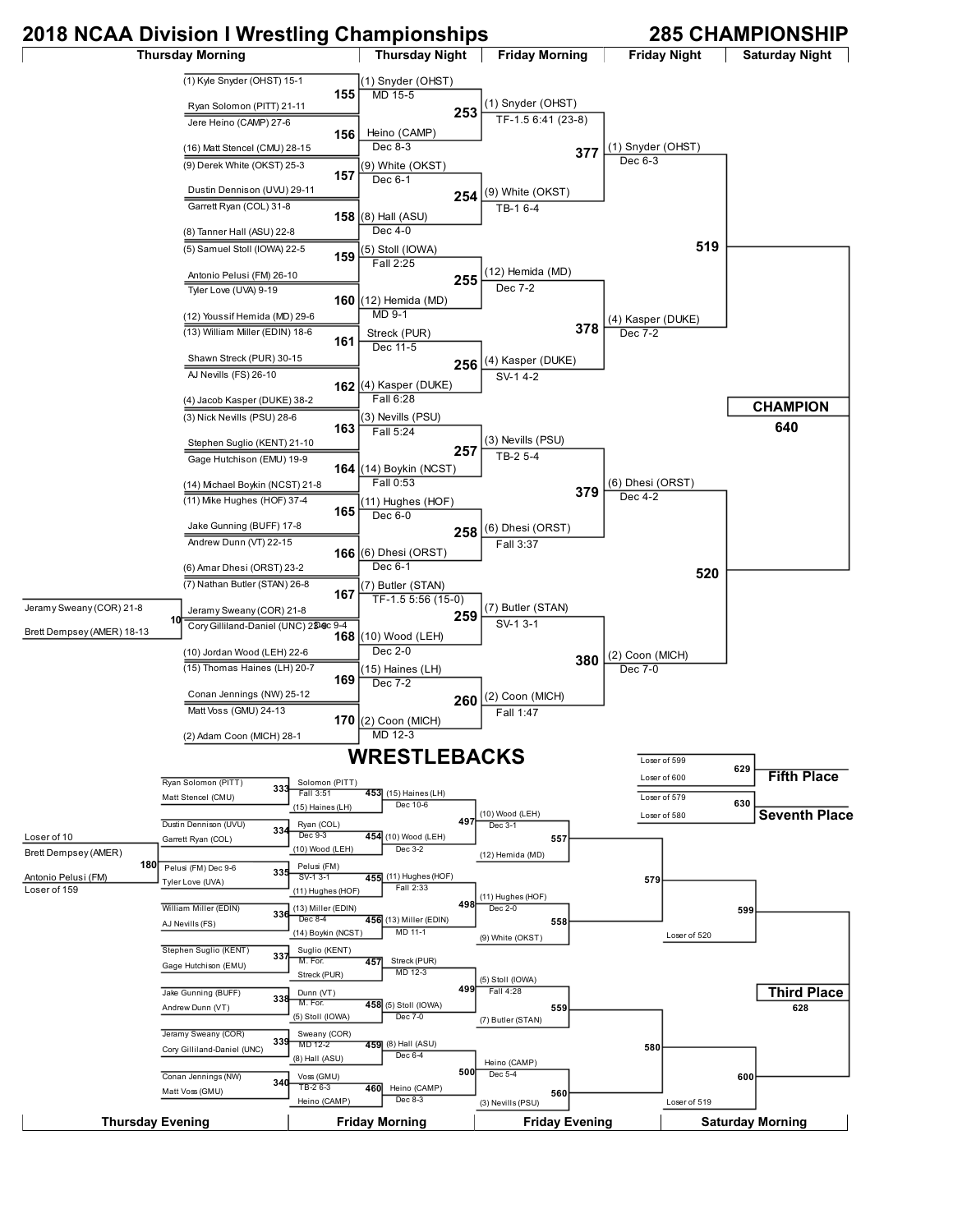# 2018 NCAA Division I Wrestling Championships

## 285 CHAMPIONSHIP

### Thursday Morning

**10**
- Jeramy Sweany (COR) 21-8
- Brett Dempsey (AMER) 18-13
- Jeramy Sweany (COR) 21-8 — Dec 9-4

**155**
- (1) Kyle Snyder (OHST) 15-1
- Ryan Solomon (PITT) 21-11
- Winner: (1) Snyder (OHST) — MD 15-5

**156**
- Jere Heino (CAMP) 27-6
- (16) Matt Stencel (CMU) 28-15
- Winner: Heino (CAMP) — Dec 8-3

**157**
- (9) Derek White (OKST) 25-3
- Dustin Dennison (UVU) 29-11
- Winner: (9) White (OKST) — Dec 6-1

**158**
- Garrett Ryan (COL) 31-8
- (8) Tanner Hall (ASU) 22-8
- Winner: (8) Hall (ASU) — Dec 4-0

**159**
- (5) Samuel Stoll (IOWA) 22-5
- Antonio Pelusi (FM) 26-10
- Winner: (5) Stoll (IOWA) — Fall 2:25

**160**
- Tyler Love (UVA) 9-19
- (12) Youssif Hemida (MD) 29-6
- Winner: (12) Hemida (MD) — MD 9-1

**161**
- (13) William Miller (EDIN) 18-6
- Shawn Streck (PUR) 30-15
- Winner: Streck (PUR) — Dec 11-5

**162**
- AJ Nevills (FS) 26-10
- (4) Jacob Kasper (DUKE) 38-2
- Winner: (4) Kasper (DUKE) — Fall 6:28

**163**
- (3) Nick Nevills (PSU) 28-6
- Stephen Suglio (KENT) 21-10
- Winner: (3) Nevills (PSU) — Fall 5:24

**164**
- Gage Hutchison (EMU) 19-9
- (14) Michael Boykin (NCST) 21-8
- Winner: (14) Boykin (NCST) — Fall 0:53

**165**
- (11) Mike Hughes (HOF) 37-4
- Jake Gunning (BUFF) 17-8
- Winner: (11) Hughes (HOF) — Dec 6-0

**166**
- Andrew Dunn (VT) 22-15
- (6) Amar Dhesi (ORST) 23-2
- Winner: (6) Dhesi (ORST) — Dec 6-1

**167**
- (7) Nathan Butler (STAN) 26-8
- Jeramy Sweany (COR) 21-8
- Winner: (7) Butler (STAN) — TF-1.5 5:56 (15-0)

**168**
- Cory Gilliland-Daniel (UNC) 23-9
- (10) Jordan Wood (LEH) 22-6
- Winner: (10) Wood (LEH) — Dec 2-0

**169**
- (15) Thomas Haines (LH) 20-7
- Conan Jennings (NW) 25-12
- Winner: (15) Haines (LH) — Dec 7-2

**170**
- Matt Voss (GMU) 24-13
- (2) Adam Coon (MICH) 28-1
- Winner: (2) Coon (MICH) — MD 12-3

### Thursday Night / Friday Morning

- **253**: (1) Snyder (OHST) — TF-1.5 6:41 (23-8)
- **254**: (9) White (OKST) — TB-1 6-4
- **255**: (12) Hemida (MD) — Dec 7-2
- **256**: (4) Kasper (DUKE) — SV-1 4-2
- **257**: (3) Nevills (PSU) — TB-2 5-4
- **258**: (6) Dhesi (ORST) — Fall 3:37
- **259**: (7) Butler (STAN) — SV-1 3-1
- **260**: (2) Coon (MICH) — Fall 1:47

### Friday Night

- **377**: (1) Snyder (OHST) — Dec 6-3
- **378**: (4) Kasper (DUKE) — Dec 7-2
- **379**: (6) Dhesi (ORST) — Dec 4-2
- **380**: (2) Coon (MICH) — Dec 7-0

### Saturday Night

- **519**
- **520**
- **CHAMPION** — **640**

## WRESTLEBACKS

### Thursday Evening

**180**
- Loser of 10 — Brett Dempsey (AMER)
- Antonio Pelusi (FM) — Loser of 159
- Winner: Pelusi (FM) Dec 9-6

- **333**: Ryan Solomon (PITT) vs Matt Stencel (CMU) — Solomon (PITT) Fall 3:51
- **334**: Dustin Dennison (UVU) vs Garrett Ryan (COL) — Ryan (COL) Dec 9-3
- **335**: Pelusi (FM) Dec 9-6 vs Tyler Love (UVA) — Pelusi (FM) SV-1 3-1
- **336**: William Miller (EDIN) vs AJ Nevills (FS) — (13) Miller (EDIN) Dec 8-4
- **337**: Stephen Suglio (KENT) vs Gage Hutchison (EMU) — Suglio (KENT) M. For.
- **338**: Jake Gunning (BUFF) vs Andrew Dunn (VT) — Dunn (VT) M. For.
- **339**: Jeramy Sweany (COR) vs Cory Gilliland-Daniel (UNC) — Sweany (COR) MD 12-2
- **340**: Conan Jennings (NW) vs Matt Voss (GMU) — Voss (GMU) TB-2 6-3

### Friday Morning

- **453**: Solomon (PITT) vs (15) Haines (LH) — (15) Haines (LH) Dec 10-6
- **454**: Ryan (COL) vs (10) Wood (LEH) — (10) Wood (LEH) Dec 3-2
- **455**: Pelusi (FM) vs (11) Hughes (HOF) — (11) Hughes (HOF) Fall 2:33
- **456**: (13) Miller (EDIN) vs (14) Boykin (NCST) — (13) Miller (EDIN) MD 11-1
- **457**: Suglio (KENT) vs Streck (PUR) — Streck (PUR) MD 12-3
- **458**: Dunn (VT) vs (5) Stoll (IOWA) — (5) Stoll (IOWA) Dec 7-0
- **459**: Sweany (COR) vs (8) Hall (ASU) — (8) Hall (ASU) Dec 6-4
- **460**: Voss (GMU) vs Heino (CAMP) — Heino (CAMP) Dec 8-3

### Friday Evening

- **497**: (15) Haines (LH) vs (10) Wood (LEH) — (10) Wood (LEH) Dec 3-1
- **498**: (11) Hughes (HOF) vs (13) Miller (EDIN) — (11) Hughes (HOF) Dec 2-0
- **499**: Streck (PUR) vs (5) Stoll (IOWA) — (5) Stoll (IOWA) Fall 4:28
- **500**: (8) Hall (ASU) vs Heino (CAMP) — Heino (CAMP) Dec 5-4
- **557**: (10) Wood (LEH) vs (12) Hemida (MD)
- **558**: (11) Hughes (HOF) vs (9) White (OKST)
- **559**: (5) Stoll (IOWA) vs (7) Butler (STAN)
- **560**: Heino (CAMP) vs (3) Nevills (PSU)

### Saturday Morning

- **579**
- **580**
- **599**: vs Loser of 520
- **600**: vs Loser of 519

**Fifth Place — 629**
- Loser of 599
- Loser of 600

**Seventh Place — 630**
- Loser of 579
- Loser of 580

**Third Place — 628**